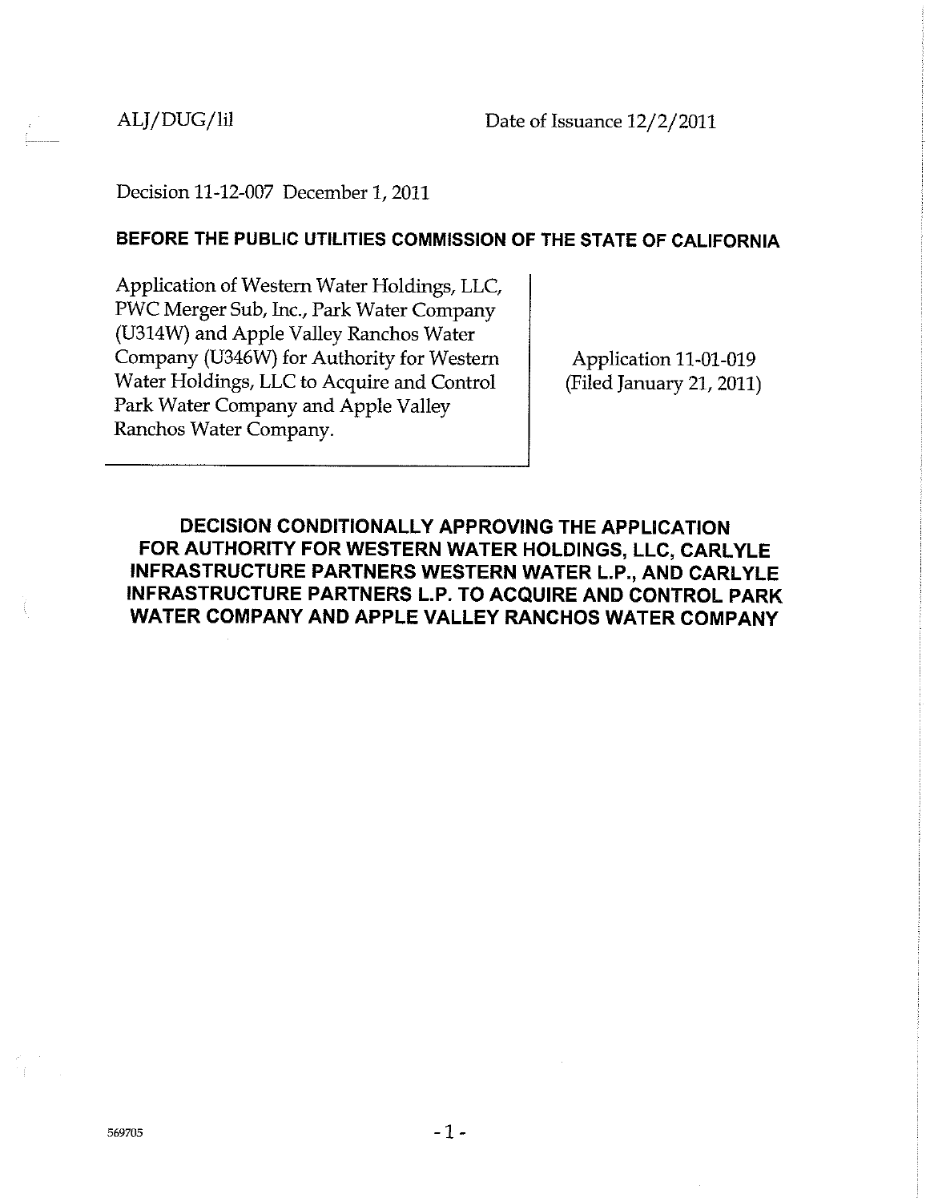ALJ/DUG/lil Date of Issuance 12/2/2011

Decision 11-12-007 December 1, 2011

**BEFORE THE PUBLIC UTILITIES COMMISSION OF THE STATE OF CALIFORNIA**

| | |
|---|---|
| Application of Western Water Holdings, LLC, PWC Merger Sub, Inc., Park Water Company (U314W) and Apple Valley Ranchos Water Company (U346W) for Authority for Western Water Holdings, LLC to Acquire and Control Park Water Company and Apple Valley Ranchos Water Company. | Application 11-01-019 (Filed January 21, 2011) |

# DECISION CONDITIONALLY APPROVING THE APPLICATION FOR AUTHORITY FOR WESTERN WATER HOLDINGS, LLC, CARLYLE INFRASTRUCTURE PARTNERS WESTERN WATER L.P., AND CARLYLE INFRASTRUCTURE PARTNERS L.P. TO ACQUIRE AND CONTROL PARK WATER COMPANY AND APPLE VALLEY RANCHOS WATER COMPANY

569705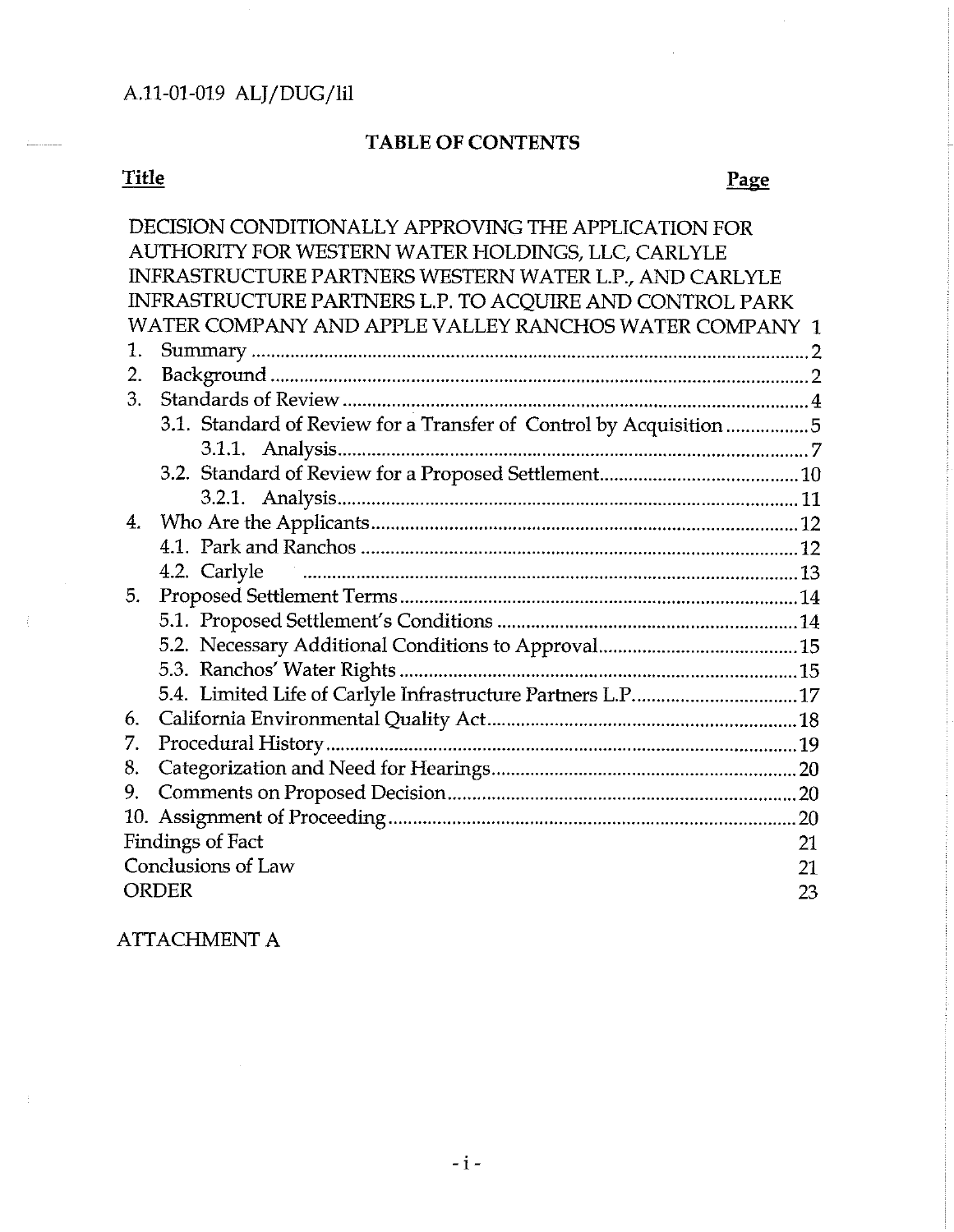A.11-01-019 ALJ/DUG/lil

## TABLE OF CONTENTS

| **Title** | **Page** |
|---|---|
| DECISION CONDITIONALLY APPROVING THE APPLICATION FOR AUTHORITY FOR WESTERN WATER HOLDINGS, LLC, CARLYLE INFRASTRUCTURE PARTNERS WESTERN WATER L.P., AND CARLYLE INFRASTRUCTURE PARTNERS L.P. TO ACQUIRE AND CONTROL PARK WATER COMPANY AND APPLE VALLEY RANCHOS WATER COMPANY | 1 |
| 1. Summary | 2 |
| 2. Background | 2 |
| 3. Standards of Review | 4 |
| 3.1. Standard of Review for a Transfer of Control by Acquisition | 5 |
| 3.1.1. Analysis | 7 |
| 3.2. Standard of Review for a Proposed Settlement | 10 |
| 3.2.1. Analysis | 11 |
| 4. Who Are the Applicants | 12 |
| 4.1. Park and Ranchos | 12 |
| 4.2. Carlyle | 13 |
| 5. Proposed Settlement Terms | 14 |
| 5.1. Proposed Settlement's Conditions | 14 |
| 5.2. Necessary Additional Conditions to Approval | 15 |
| 5.3. Ranchos' Water Rights | 15 |
| 5.4. Limited Life of Carlyle Infrastructure Partners L.P. | 17 |
| 6. California Environmental Quality Act | 18 |
| 7. Procedural History | 19 |
| 8. Categorization and Need for Hearings | 20 |
| 9. Comments on Proposed Decision | 20 |
| 10. Assignment of Proceeding | 20 |
| Findings of Fact | 21 |
| Conclusions of Law | 21 |
| ORDER | 23 |

ATTACHMENT A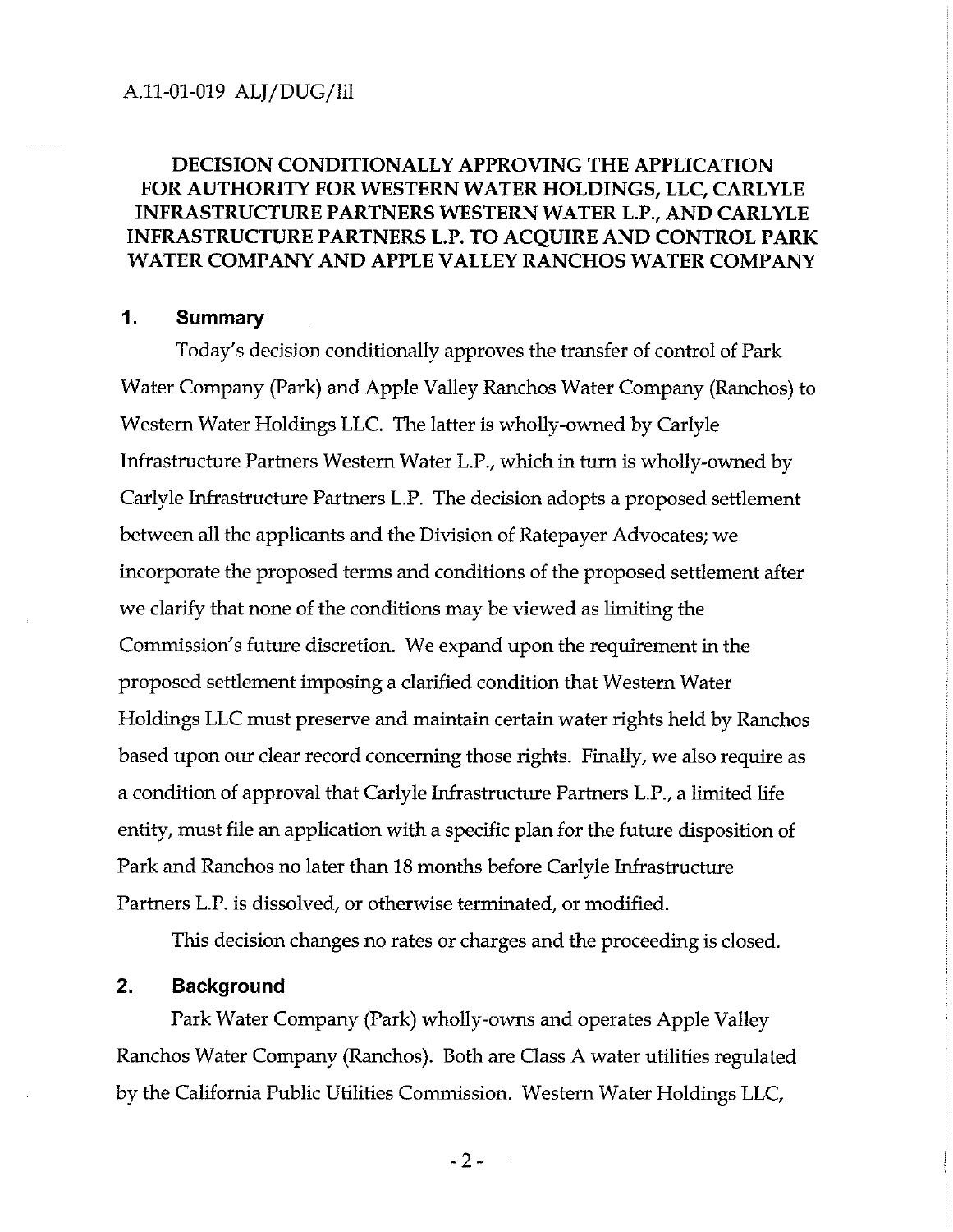# DECISION CONDITIONALLY APPROVING THE APPLICATION FOR AUTHORITY FOR WESTERN WATER HOLDINGS, LLC, CARLYLE INFRASTRUCTURE PARTNERS WESTERN WATER L.P., AND CARLYLE INFRASTRUCTURE PARTNERS L.P. TO ACQUIRE AND CONTROL PARK WATER COMPANY AND APPLE VALLEY RANCHOS WATER COMPANY

## 1. Summary

Today's decision conditionally approves the transfer of control of Park Water Company (Park) and Apple Valley Ranchos Water Company (Ranchos) to Western Water Holdings LLC. The latter is wholly-owned by Carlyle Infrastructure Partners Western Water L.P., which in turn is wholly-owned by Carlyle Infrastructure Partners L.P. The decision adopts a proposed settlement between all the applicants and the Division of Ratepayer Advocates; we incorporate the proposed terms and conditions of the proposed settlement after we clarify that none of the conditions may be viewed as limiting the Commission's future discretion. We expand upon the requirement in the proposed settlement imposing a clarified condition that Western Water Holdings LLC must preserve and maintain certain water rights held by Ranchos based upon our clear record concerning those rights. Finally, we also require as a condition of approval that Carlyle Infrastructure Partners L.P., a limited life entity, must file an application with a specific plan for the future disposition of Park and Ranchos no later than 18 months before Carlyle Infrastructure Partners L.P. is dissolved, or otherwise terminated, or modified.

This decision changes no rates or charges and the proceeding is closed.

## 2. Background

Park Water Company (Park) wholly-owns and operates Apple Valley Ranchos Water Company (Ranchos). Both are Class A water utilities regulated by the California Public Utilities Commission. Western Water Holdings LLC,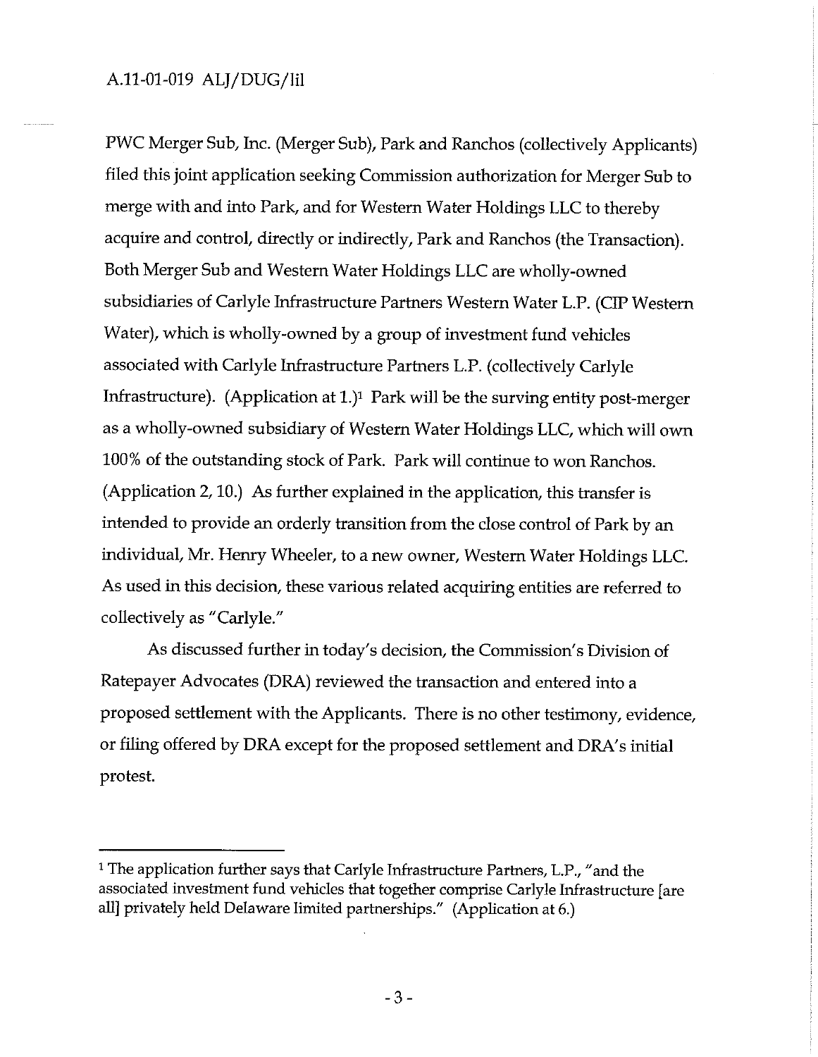PWC Merger Sub, Inc. (Merger Sub), Park and Ranchos (collectively Applicants) filed this joint application seeking Commission authorization for Merger Sub to merge with and into Park, and for Western Water Holdings LLC to thereby acquire and control, directly or indirectly, Park and Ranchos (the Transaction). Both Merger Sub and Western Water Holdings LLC are wholly-owned subsidiaries of Carlyle Infrastructure Partners Western Water L.P. (CIP Western Water), which is wholly-owned by a group of investment fund vehicles associated with Carlyle Infrastructure Partners L.P. (collectively Carlyle Infrastructure). (Application at 1.)[1] Park will be the surving entity post-merger as a wholly-owned subsidiary of Western Water Holdings LLC, which will own 100% of the outstanding stock of Park. Park will continue to won Ranchos. (Application 2, 10.) As further explained in the application, this transfer is intended to provide an orderly transition from the close control of Park by an individual, Mr. Henry Wheeler, to a new owner, Western Water Holdings LLC. As used in this decision, these various related acquiring entities are referred to collectively as "Carlyle."

As discussed further in today's decision, the Commission's Division of Ratepayer Advocates (DRA) reviewed the transaction and entered into a proposed settlement with the Applicants. There is no other testimony, evidence, or filing offered by DRA except for the proposed settlement and DRA's initial protest.

---

[1] The application further says that Carlyle Infrastructure Partners, L.P., "and the associated investment fund vehicles that together comprise Carlyle Infrastructure [are all] privately held Delaware limited partnerships." (Application at 6.)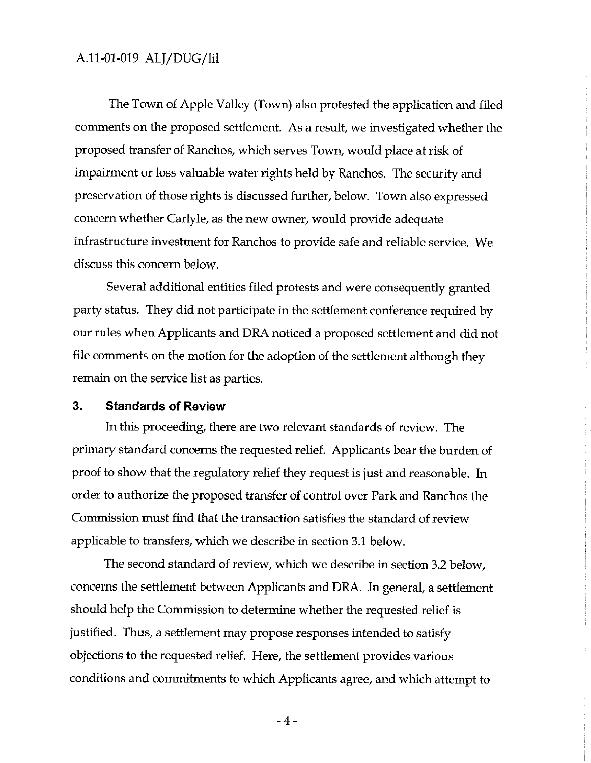The Town of Apple Valley (Town) also protested the application and filed comments on the proposed settlement. As a result, we investigated whether the proposed transfer of Ranchos, which serves Town, would place at risk of impairment or loss valuable water rights held by Ranchos. The security and preservation of those rights is discussed further, below. Town also expressed concern whether Carlyle, as the new owner, would provide adequate infrastructure investment for Ranchos to provide safe and reliable service. We discuss this concern below.

Several additional entities filed protests and were consequently granted party status. They did not participate in the settlement conference required by our rules when Applicants and DRA noticed a proposed settlement and did not file comments on the motion for the adoption of the settlement although they remain on the service list as parties.

## 3. Standards of Review

In this proceeding, there are two relevant standards of review. The primary standard concerns the requested relief. Applicants bear the burden of proof to show that the regulatory relief they request is just and reasonable. In order to authorize the proposed transfer of control over Park and Ranchos the Commission must find that the transaction satisfies the standard of review applicable to transfers, which we describe in section 3.1 below.

The second standard of review, which we describe in section 3.2 below, concerns the settlement between Applicants and DRA. In general, a settlement should help the Commission to determine whether the requested relief is justified. Thus, a settlement may propose responses intended to satisfy objections to the requested relief. Here, the settlement provides various conditions and commitments to which Applicants agree, and which attempt to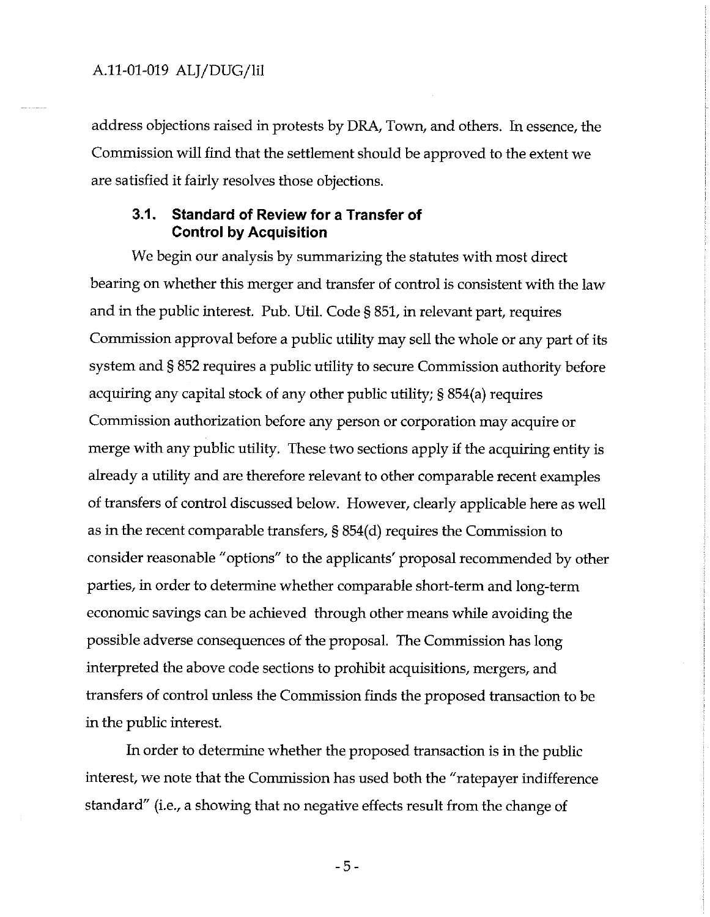address objections raised in protests by DRA, Town, and others. In essence, the Commission will find that the settlement should be approved to the extent we are satisfied it fairly resolves those objections.

### 3.1. Standard of Review for a Transfer of Control by Acquisition

We begin our analysis by summarizing the statutes with most direct bearing on whether this merger and transfer of control is consistent with the law and in the public interest. Pub. Util. Code § 851, in relevant part, requires Commission approval before a public utility may sell the whole or any part of its system and § 852 requires a public utility to secure Commission authority before acquiring any capital stock of any other public utility; § 854(a) requires Commission authorization before any person or corporation may acquire or merge with any public utility. These two sections apply if the acquiring entity is already a utility and are therefore relevant to other comparable recent examples of transfers of control discussed below. However, clearly applicable here as well as in the recent comparable transfers, § 854(d) requires the Commission to consider reasonable "options" to the applicants' proposal recommended by other parties, in order to determine whether comparable short-term and long-term economic savings can be achieved through other means while avoiding the possible adverse consequences of the proposal. The Commission has long interpreted the above code sections to prohibit acquisitions, mergers, and transfers of control unless the Commission finds the proposed transaction to be in the public interest.

In order to determine whether the proposed transaction is in the public interest, we note that the Commission has used both the "ratepayer indifference standard" (i.e., a showing that no negative effects result from the change of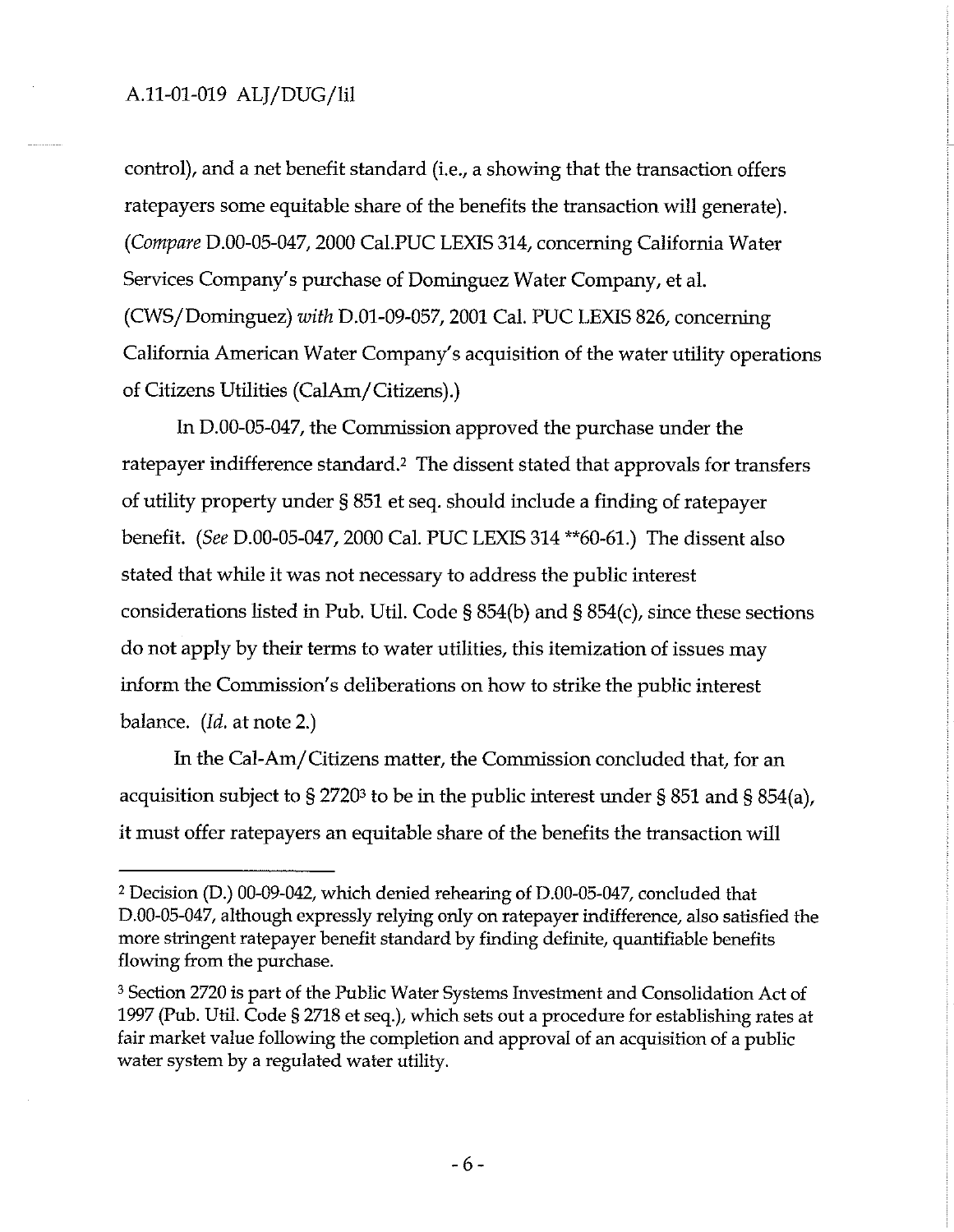control), and a net benefit standard (i.e., a showing that the transaction offers ratepayers some equitable share of the benefits the transaction will generate). (*Compare* D.00-05-047, 2000 Cal.PUC LEXIS 314, concerning California Water Services Company's purchase of Dominguez Water Company, et al. (CWS/Dominguez) *with* D.01-09-057, 2001 Cal. PUC LEXIS 826, concerning California American Water Company's acquisition of the water utility operations of Citizens Utilities (CalAm/Citizens).)

In D.00-05-047, the Commission approved the purchase under the ratepayer indifference standard.[2] The dissent stated that approvals for transfers of utility property under § 851 et seq. should include a finding of ratepayer benefit. (*See* D.00-05-047, 2000 Cal. PUC LEXIS 314 **60-61.) The dissent also stated that while it was not necessary to address the public interest considerations listed in Pub. Util. Code § 854(b) and § 854(c), since these sections do not apply by their terms to water utilities, this itemization of issues may inform the Commission's deliberations on how to strike the public interest balance. (*Id.* at note 2.)

In the Cal-Am/Citizens matter, the Commission concluded that, for an acquisition subject to § 2720[3] to be in the public interest under § 851 and § 854(a), it must offer ratepayers an equitable share of the benefits the transaction will

---

[2] Decision (D.) 00-09-042, which denied rehearing of D.00-05-047, concluded that D.00-05-047, although expressly relying only on ratepayer indifference, also satisfied the more stringent ratepayer benefit standard by finding definite, quantifiable benefits flowing from the purchase.

[3] Section 2720 is part of the Public Water Systems Investment and Consolidation Act of 1997 (Pub. Util. Code § 2718 et seq.), which sets out a procedure for establishing rates at fair market value following the completion and approval of an acquisition of a public water system by a regulated water utility.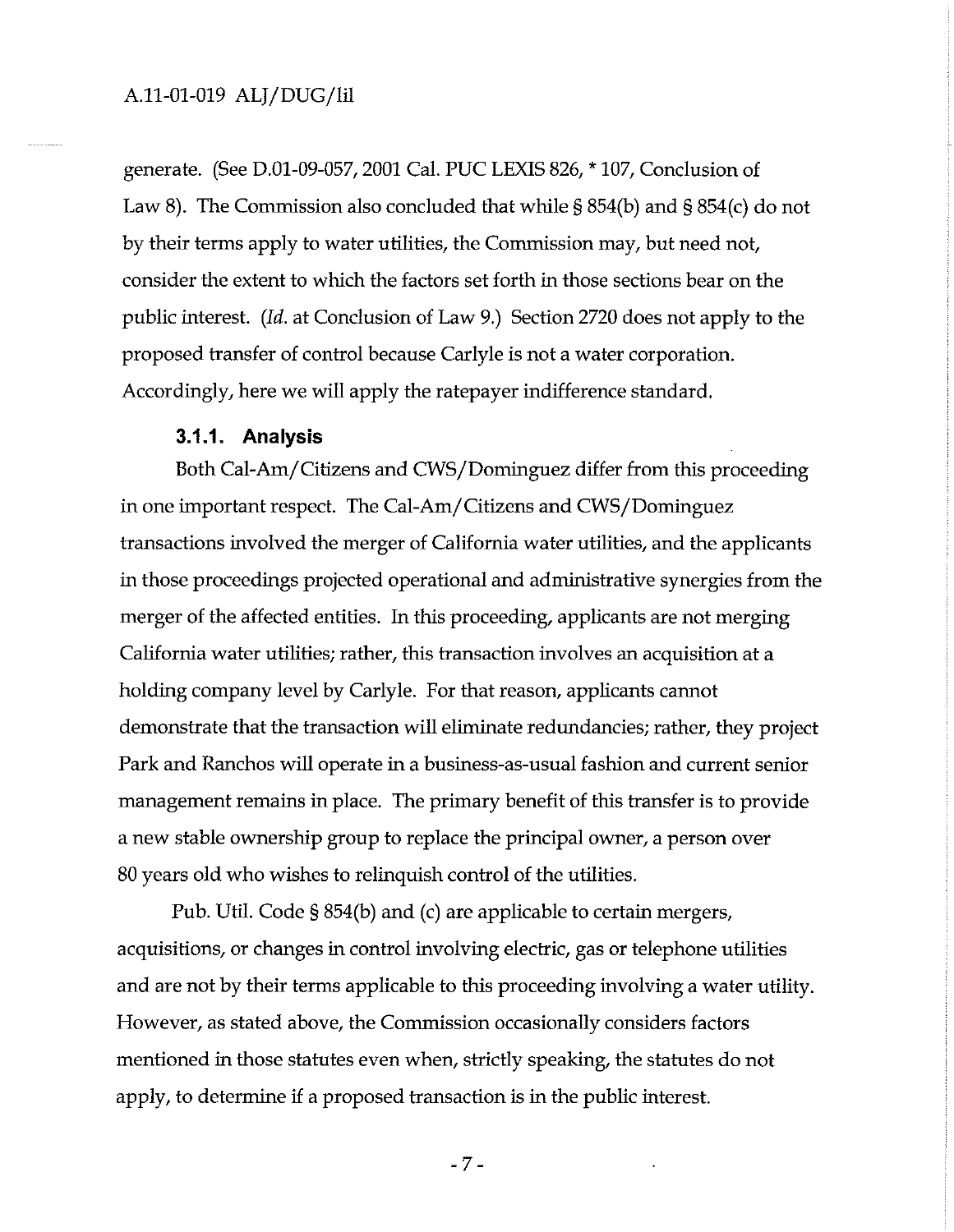generate. (See D.01-09-057, 2001 Cal. PUC LEXIS 826, * 107, Conclusion of Law 8). The Commission also concluded that while § 854(b) and § 854(c) do not by their terms apply to water utilities, the Commission may, but need not, consider the extent to which the factors set forth in those sections bear on the public interest. (*Id.* at Conclusion of Law 9.) Section 2720 does not apply to the proposed transfer of control because Carlyle is not a water corporation. Accordingly, here we will apply the ratepayer indifference standard.

### 3.1.1. Analysis

Both Cal-Am/Citizens and CWS/Dominguez differ from this proceeding in one important respect. The Cal-Am/Citizens and CWS/Dominguez transactions involved the merger of California water utilities, and the applicants in those proceedings projected operational and administrative synergies from the merger of the affected entities. In this proceeding, applicants are not merging California water utilities; rather, this transaction involves an acquisition at a holding company level by Carlyle. For that reason, applicants cannot demonstrate that the transaction will eliminate redundancies; rather, they project Park and Ranchos will operate in a business-as-usual fashion and current senior management remains in place. The primary benefit of this transfer is to provide a new stable ownership group to replace the principal owner, a person over 80 years old who wishes to relinquish control of the utilities.

Pub. Util. Code § 854(b) and (c) are applicable to certain mergers, acquisitions, or changes in control involving electric, gas or telephone utilities and are not by their terms applicable to this proceeding involving a water utility. However, as stated above, the Commission occasionally considers factors mentioned in those statutes even when, strictly speaking, the statutes do not apply, to determine if a proposed transaction is in the public interest.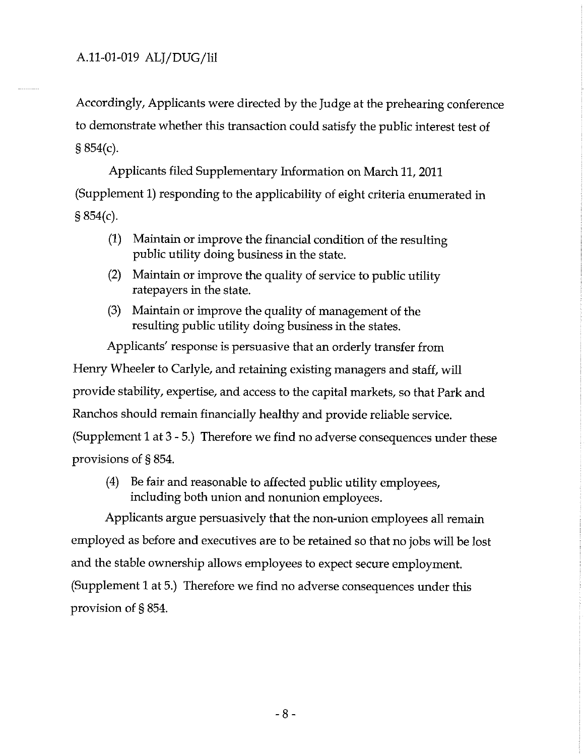Accordingly, Applicants were directed by the Judge at the prehearing conference to demonstrate whether this transaction could satisfy the public interest test of § 854(c).

Applicants filed Supplementary Information on March 11, 2011 (Supplement 1) responding to the applicability of eight criteria enumerated in § 854(c).

(1) Maintain or improve the financial condition of the resulting public utility doing business in the state.

(2) Maintain or improve the quality of service to public utility ratepayers in the state.

(3) Maintain or improve the quality of management of the resulting public utility doing business in the states.

Applicants' response is persuasive that an orderly transfer from Henry Wheeler to Carlyle, and retaining existing managers and staff, will provide stability, expertise, and access to the capital markets, so that Park and Ranchos should remain financially healthy and provide reliable service. (Supplement 1 at 3 - 5.) Therefore we find no adverse consequences under these provisions of § 854.

(4) Be fair and reasonable to affected public utility employees, including both union and nonunion employees.

Applicants argue persuasively that the non-union employees all remain employed as before and executives are to be retained so that no jobs will be lost and the stable ownership allows employees to expect secure employment. (Supplement 1 at 5.) Therefore we find no adverse consequences under this provision of § 854.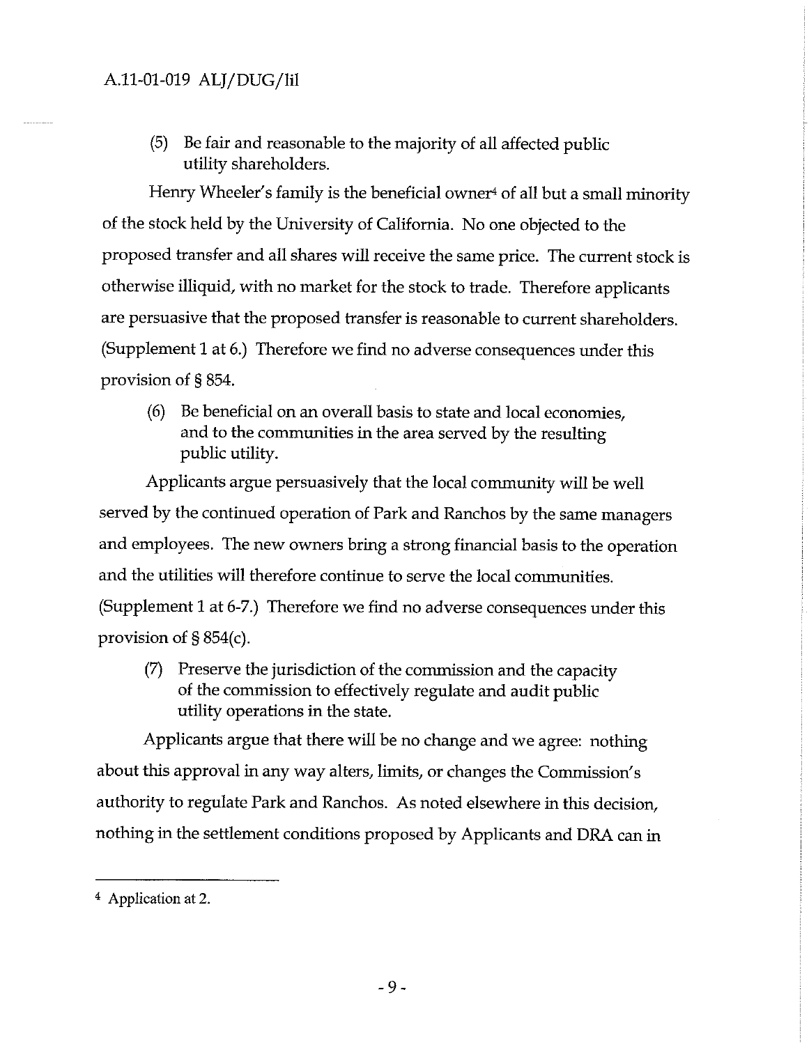(5) Be fair and reasonable to the majority of all affected public utility shareholders.

Henry Wheeler's family is the beneficial owner[4] of all but a small minority of the stock held by the University of California. No one objected to the proposed transfer and all shares will receive the same price. The current stock is otherwise illiquid, with no market for the stock to trade. Therefore applicants are persuasive that the proposed transfer is reasonable to current shareholders. (Supplement 1 at 6.) Therefore we find no adverse consequences under this provision of § 854.

(6) Be beneficial on an overall basis to state and local economies, and to the communities in the area served by the resulting public utility.

Applicants argue persuasively that the local community will be well served by the continued operation of Park and Ranchos by the same managers and employees. The new owners bring a strong financial basis to the operation and the utilities will therefore continue to serve the local communities. (Supplement 1 at 6-7.) Therefore we find no adverse consequences under this provision of § 854(c).

(7) Preserve the jurisdiction of the commission and the capacity of the commission to effectively regulate and audit public utility operations in the state.

Applicants argue that there will be no change and we agree: nothing about this approval in any way alters, limits, or changes the Commission's authority to regulate Park and Ranchos. As noted elsewhere in this decision, nothing in the settlement conditions proposed by Applicants and DRA can in

---

[4] Application at 2.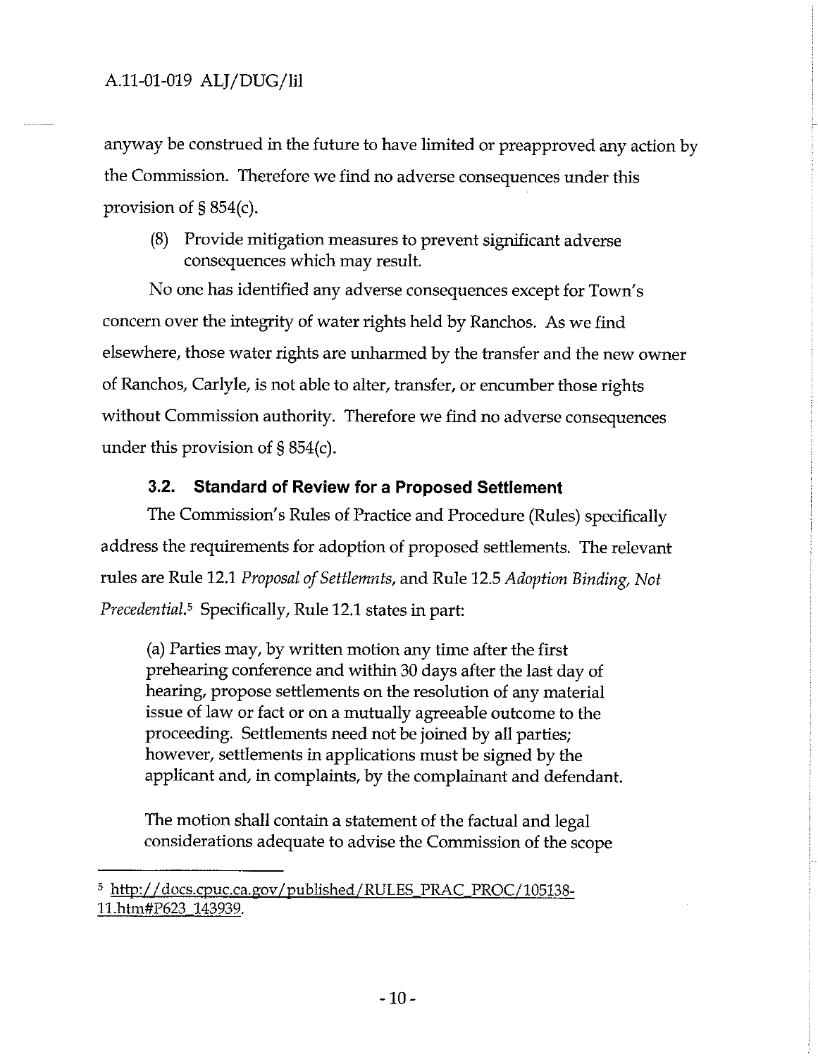anyway be construed in the future to have limited or preapproved any action by the Commission. Therefore we find no adverse consequences under this provision of § 854(c).

(8) Provide mitigation measures to prevent significant adverse consequences which may result.

No one has identified any adverse consequences except for Town's concern over the integrity of water rights held by Ranchos. As we find elsewhere, those water rights are unharmed by the transfer and the new owner of Ranchos, Carlyle, is not able to alter, transfer, or encumber those rights without Commission authority. Therefore we find no adverse consequences under this provision of § 854(c).

### 3.2. Standard of Review for a Proposed Settlement

The Commission's Rules of Practice and Procedure (Rules) specifically address the requirements for adoption of proposed settlements. The relevant rules are Rule 12.1 *Proposal of Settlemnts*, and Rule 12.5 *Adoption Binding, Not Precedential*.[5] Specifically, Rule 12.1 states in part:

> (a) Parties may, by written motion any time after the first prehearing conference and within 30 days after the last day of hearing, propose settlements on the resolution of any material issue of law or fact or on a mutually agreeable outcome to the proceeding. Settlements need not be joined by all parties; however, settlements in applications must be signed by the applicant and, in complaints, by the complainant and defendant.
>
> The motion shall contain a statement of the factual and legal considerations adequate to advise the Commission of the scope

[5] http://docs.cpuc.ca.gov/published/RULES_PRAC_PROC/105138-11.htm#P623_143939.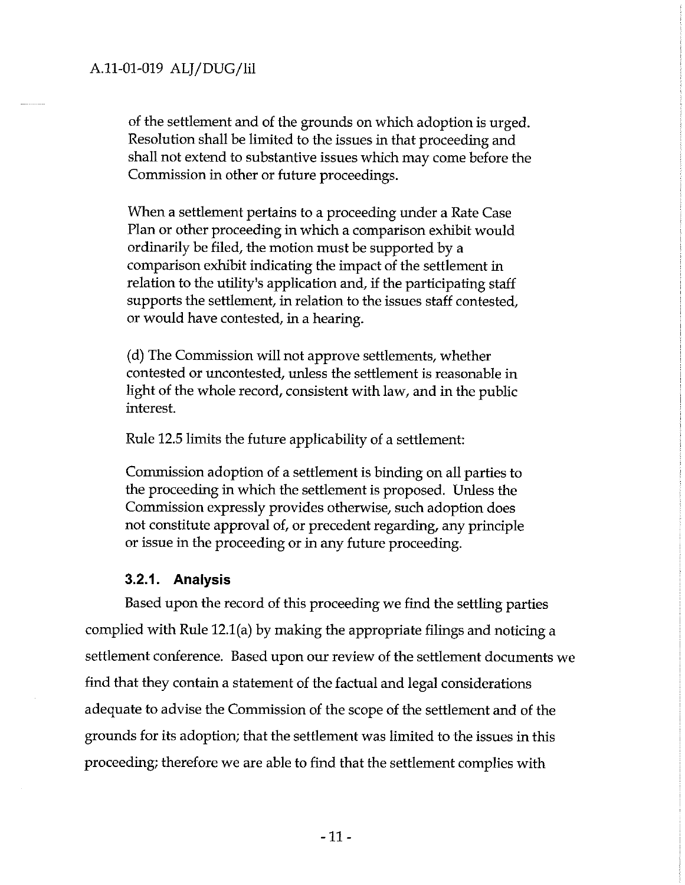of the settlement and of the grounds on which adoption is urged. Resolution shall be limited to the issues in that proceeding and shall not extend to substantive issues which may come before the Commission in other or future proceedings.

When a settlement pertains to a proceeding under a Rate Case Plan or other proceeding in which a comparison exhibit would ordinarily be filed, the motion must be supported by a comparison exhibit indicating the impact of the settlement in relation to the utility's application and, if the participating staff supports the settlement, in relation to the issues staff contested, or would have contested, in a hearing.

(d) The Commission will not approve settlements, whether contested or uncontested, unless the settlement is reasonable in light of the whole record, consistent with law, and in the public interest.

Rule 12.5 limits the future applicability of a settlement:

Commission adoption of a settlement is binding on all parties to the proceeding in which the settlement is proposed. Unless the Commission expressly provides otherwise, such adoption does not constitute approval of, or precedent regarding, any principle or issue in the proceeding or in any future proceeding.

### 3.2.1. Analysis

Based upon the record of this proceeding we find the settling parties complied with Rule 12.1(a) by making the appropriate filings and noticing a settlement conference. Based upon our review of the settlement documents we find that they contain a statement of the factual and legal considerations adequate to advise the Commission of the scope of the settlement and of the grounds for its adoption; that the settlement was limited to the issues in this proceeding; therefore we are able to find that the settlement complies with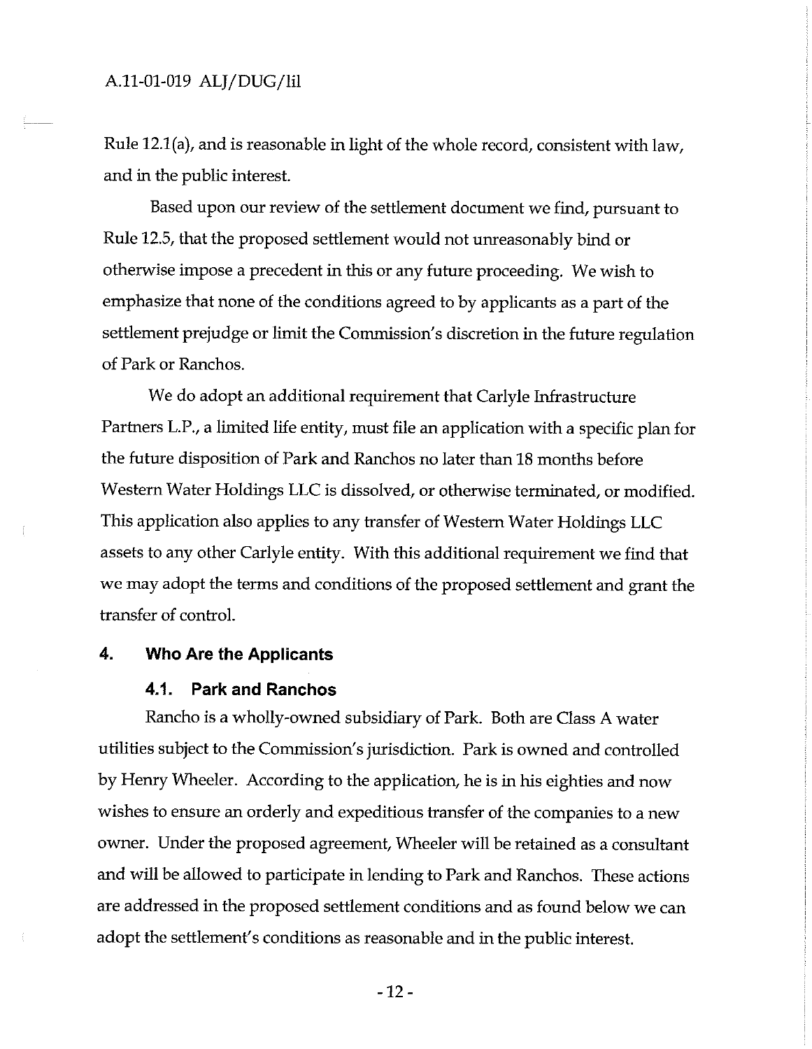Rule 12.1(a), and is reasonable in light of the whole record, consistent with law, and in the public interest.

Based upon our review of the settlement document we find, pursuant to Rule 12.5, that the proposed settlement would not unreasonably bind or otherwise impose a precedent in this or any future proceeding. We wish to emphasize that none of the conditions agreed to by applicants as a part of the settlement prejudge or limit the Commission's discretion in the future regulation of Park or Ranchos.

We do adopt an additional requirement that Carlyle Infrastructure Partners L.P., a limited life entity, must file an application with a specific plan for the future disposition of Park and Ranchos no later than 18 months before Western Water Holdings LLC is dissolved, or otherwise terminated, or modified. This application also applies to any transfer of Western Water Holdings LLC assets to any other Carlyle entity. With this additional requirement we find that we may adopt the terms and conditions of the proposed settlement and grant the transfer of control.

## 4. Who Are the Applicants

### 4.1. Park and Ranchos

Rancho is a wholly-owned subsidiary of Park. Both are Class A water utilities subject to the Commission's jurisdiction. Park is owned and controlled by Henry Wheeler. According to the application, he is in his eighties and now wishes to ensure an orderly and expeditious transfer of the companies to a new owner. Under the proposed agreement, Wheeler will be retained as a consultant and will be allowed to participate in lending to Park and Ranchos. These actions are addressed in the proposed settlement conditions and as found below we can adopt the settlement's conditions as reasonable and in the public interest.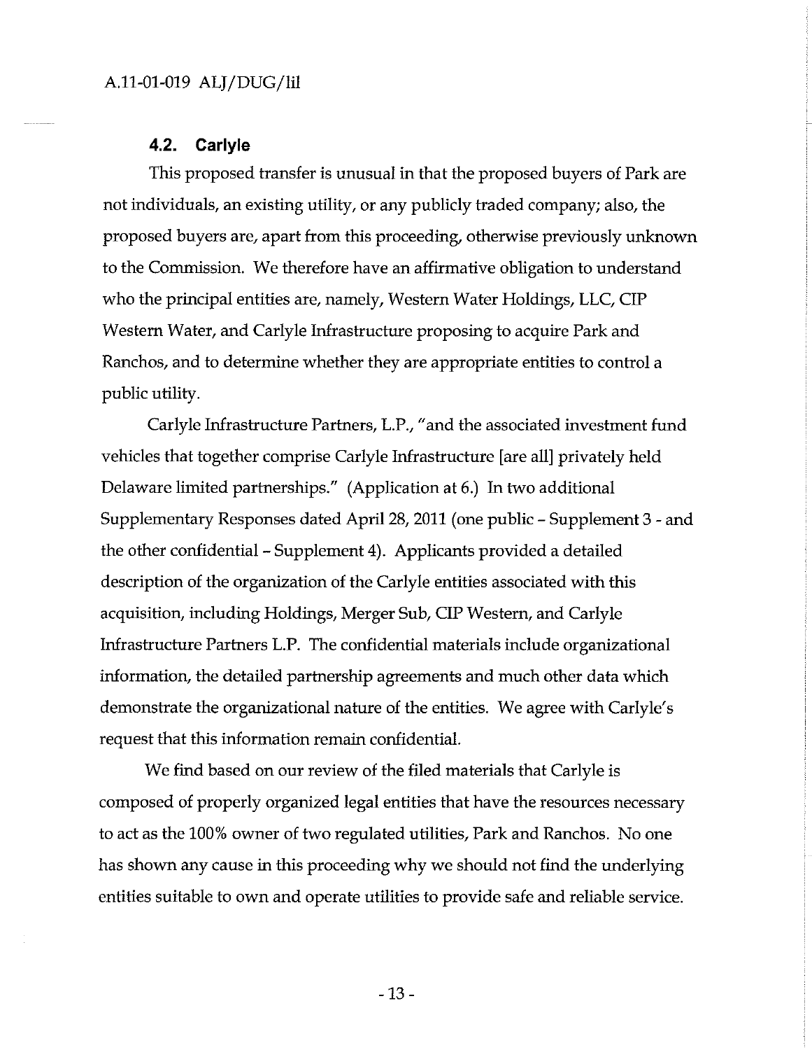### 4.2. Carlyle

This proposed transfer is unusual in that the proposed buyers of Park are not individuals, an existing utility, or any publicly traded company; also, the proposed buyers are, apart from this proceeding, otherwise previously unknown to the Commission. We therefore have an affirmative obligation to understand who the principal entities are, namely, Western Water Holdings, LLC, CIP Western Water, and Carlyle Infrastructure proposing to acquire Park and Ranchos, and to determine whether they are appropriate entities to control a public utility.

Carlyle Infrastructure Partners, L.P., "and the associated investment fund vehicles that together comprise Carlyle Infrastructure [are all] privately held Delaware limited partnerships." (Application at 6.) In two additional Supplementary Responses dated April 28, 2011 (one public – Supplement 3 - and the other confidential – Supplement 4). Applicants provided a detailed description of the organization of the Carlyle entities associated with this acquisition, including Holdings, Merger Sub, CIP Western, and Carlyle Infrastructure Partners L.P. The confidential materials include organizational information, the detailed partnership agreements and much other data which demonstrate the organizational nature of the entities. We agree with Carlyle's request that this information remain confidential.

We find based on our review of the filed materials that Carlyle is composed of properly organized legal entities that have the resources necessary to act as the 100% owner of two regulated utilities, Park and Ranchos. No one has shown any cause in this proceeding why we should not find the underlying entities suitable to own and operate utilities to provide safe and reliable service.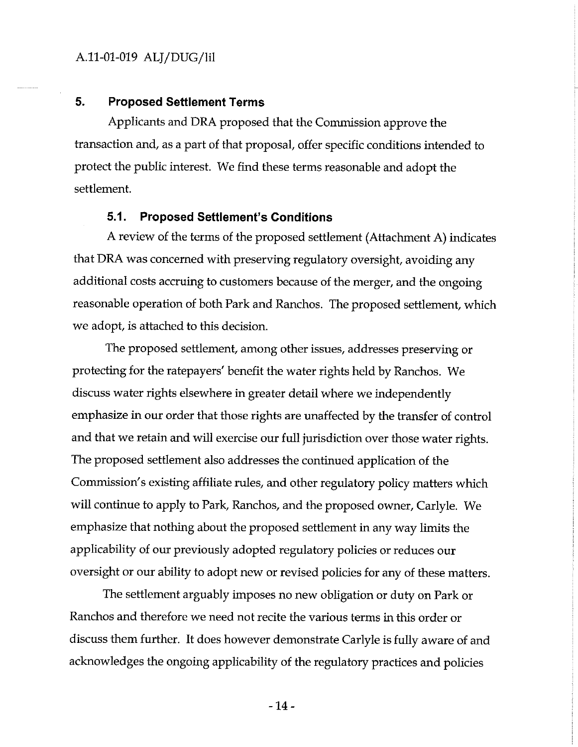## 5. Proposed Settlement Terms

Applicants and DRA proposed that the Commission approve the transaction and, as a part of that proposal, offer specific conditions intended to protect the public interest. We find these terms reasonable and adopt the settlement.

### 5.1. Proposed Settlement's Conditions

A review of the terms of the proposed settlement (Attachment A) indicates that DRA was concerned with preserving regulatory oversight, avoiding any additional costs accruing to customers because of the merger, and the ongoing reasonable operation of both Park and Ranchos. The proposed settlement, which we adopt, is attached to this decision.

The proposed settlement, among other issues, addresses preserving or protecting for the ratepayers' benefit the water rights held by Ranchos. We discuss water rights elsewhere in greater detail where we independently emphasize in our order that those rights are unaffected by the transfer of control and that we retain and will exercise our full jurisdiction over those water rights. The proposed settlement also addresses the continued application of the Commission's existing affiliate rules, and other regulatory policy matters which will continue to apply to Park, Ranchos, and the proposed owner, Carlyle. We emphasize that nothing about the proposed settlement in any way limits the applicability of our previously adopted regulatory policies or reduces our oversight or our ability to adopt new or revised policies for any of these matters.

The settlement arguably imposes no new obligation or duty on Park or Ranchos and therefore we need not recite the various terms in this order or discuss them further. It does however demonstrate Carlyle is fully aware of and acknowledges the ongoing applicability of the regulatory practices and policies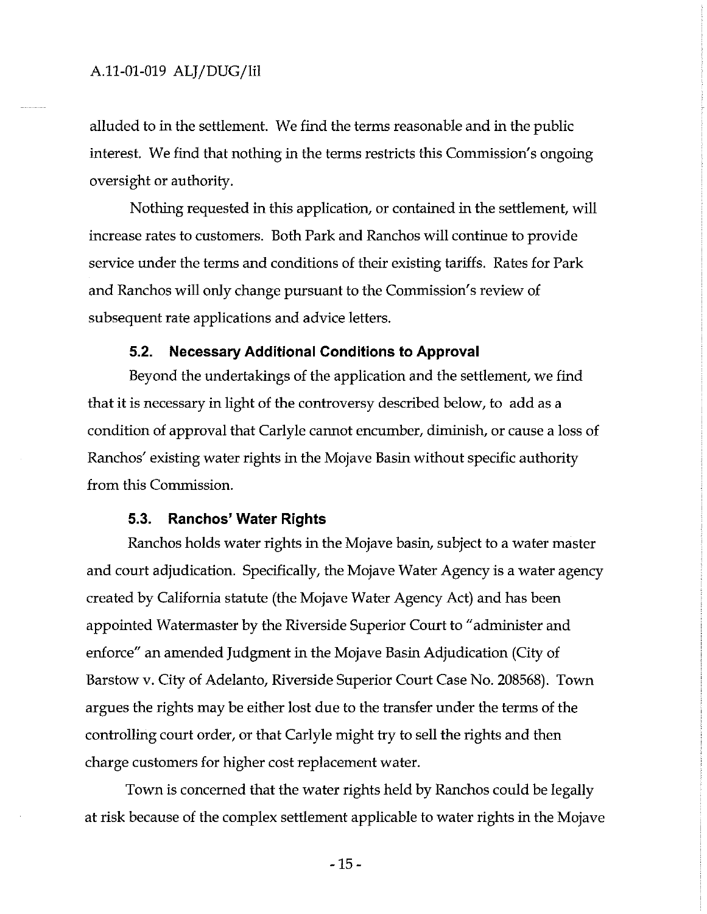alluded to in the settlement. We find the terms reasonable and in the public interest. We find that nothing in the terms restricts this Commission's ongoing oversight or authority.

Nothing requested in this application, or contained in the settlement, will increase rates to customers. Both Park and Ranchos will continue to provide service under the terms and conditions of their existing tariffs. Rates for Park and Ranchos will only change pursuant to the Commission's review of subsequent rate applications and advice letters.

### 5.2. Necessary Additional Conditions to Approval

Beyond the undertakings of the application and the settlement, we find that it is necessary in light of the controversy described below, to add as a condition of approval that Carlyle cannot encumber, diminish, or cause a loss of Ranchos' existing water rights in the Mojave Basin without specific authority from this Commission.

### 5.3. Ranchos' Water Rights

Ranchos holds water rights in the Mojave basin, subject to a water master and court adjudication. Specifically, the Mojave Water Agency is a water agency created by California statute (the Mojave Water Agency Act) and has been appointed Watermaster by the Riverside Superior Court to "administer and enforce" an amended Judgment in the Mojave Basin Adjudication (City of Barstow v. City of Adelanto, Riverside Superior Court Case No. 208568). Town argues the rights may be either lost due to the transfer under the terms of the controlling court order, or that Carlyle might try to sell the rights and then charge customers for higher cost replacement water.

Town is concerned that the water rights held by Ranchos could be legally at risk because of the complex settlement applicable to water rights in the Mojave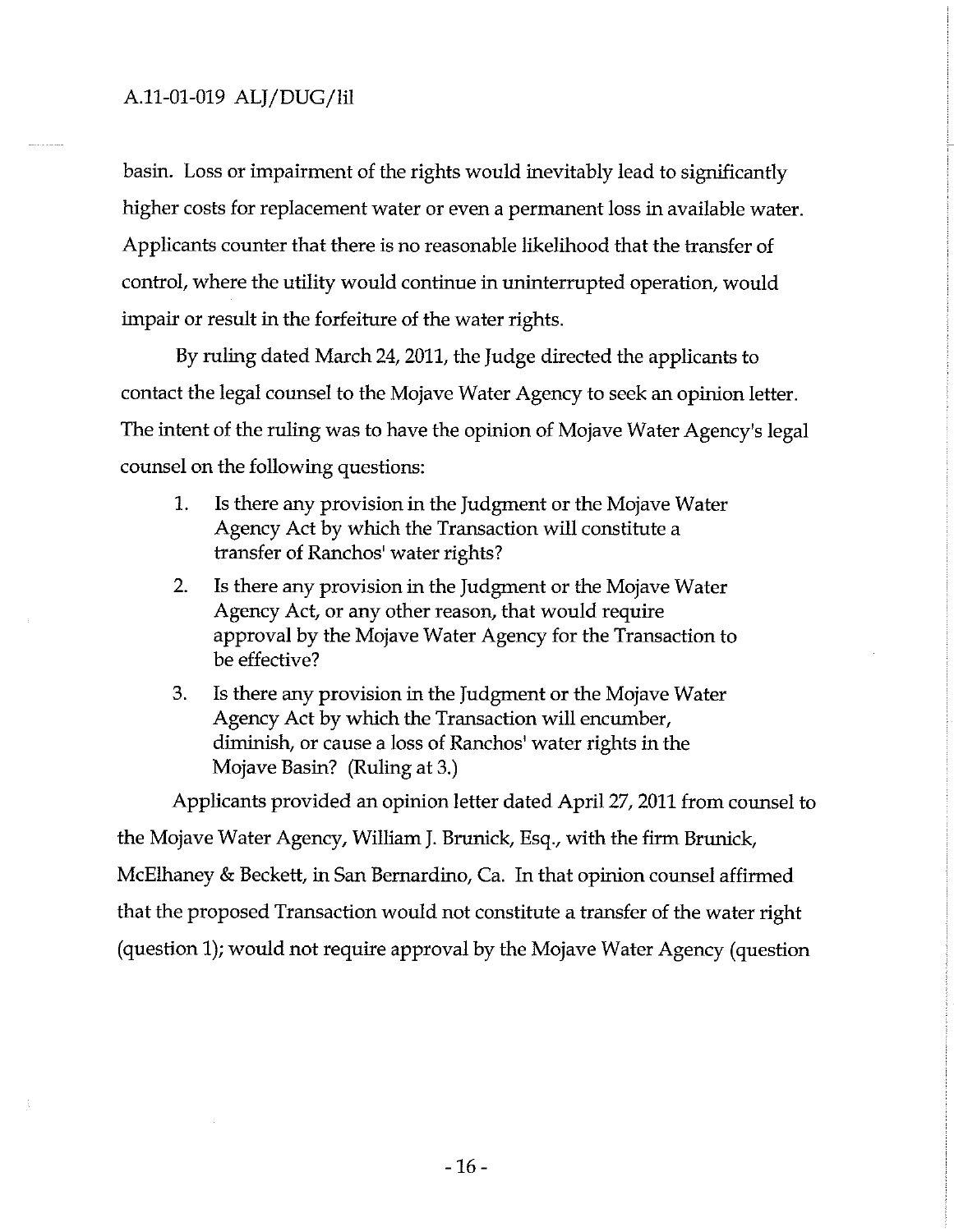basin. Loss or impairment of the rights would inevitably lead to significantly higher costs for replacement water or even a permanent loss in available water. Applicants counter that there is no reasonable likelihood that the transfer of control, where the utility would continue in uninterrupted operation, would impair or result in the forfeiture of the water rights.

By ruling dated March 24, 2011, the Judge directed the applicants to contact the legal counsel to the Mojave Water Agency to seek an opinion letter. The intent of the ruling was to have the opinion of Mojave Water Agency's legal counsel on the following questions:

1. Is there any provision in the Judgment or the Mojave Water Agency Act by which the Transaction will constitute a transfer of Ranchos' water rights?
2. Is there any provision in the Judgment or the Mojave Water Agency Act, or any other reason, that would require approval by the Mojave Water Agency for the Transaction to be effective?
3. Is there any provision in the Judgment or the Mojave Water Agency Act by which the Transaction will encumber, diminish, or cause a loss of Ranchos' water rights in the Mojave Basin? (Ruling at 3.)

Applicants provided an opinion letter dated April 27, 2011 from counsel to the Mojave Water Agency, William J. Brunick, Esq., with the firm Brunick, McElhaney & Beckett, in San Bernardino, Ca. In that opinion counsel affirmed that the proposed Transaction would not constitute a transfer of the water right (question 1); would not require approval by the Mojave Water Agency (question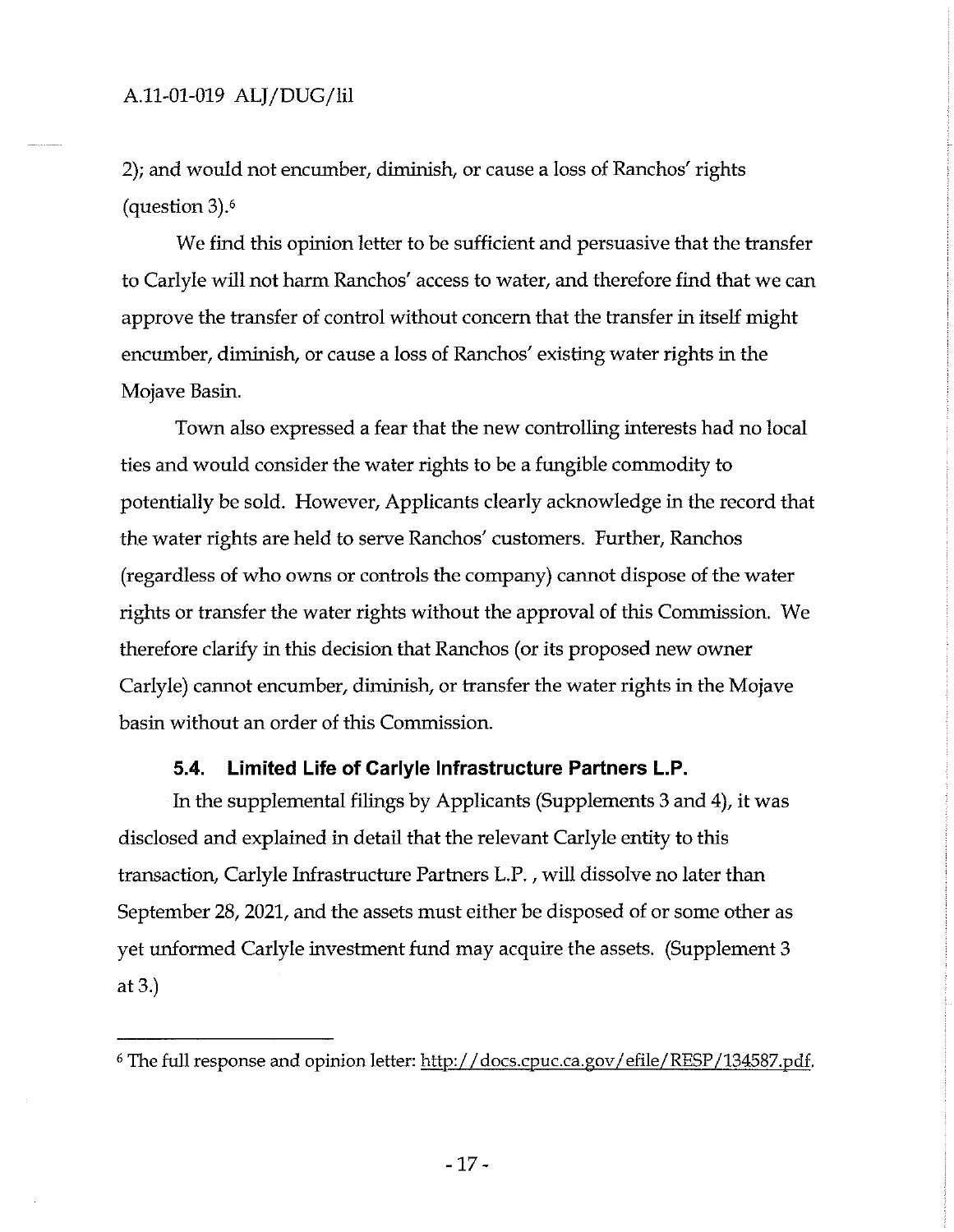2); and would not encumber, diminish, or cause a loss of Ranchos' rights (question 3).[6]

We find this opinion letter to be sufficient and persuasive that the transfer to Carlyle will not harm Ranchos' access to water, and therefore find that we can approve the transfer of control without concern that the transfer in itself might encumber, diminish, or cause a loss of Ranchos' existing water rights in the Mojave Basin.

Town also expressed a fear that the new controlling interests had no local ties and would consider the water rights to be a fungible commodity to potentially be sold. However, Applicants clearly acknowledge in the record that the water rights are held to serve Ranchos' customers. Further, Ranchos (regardless of who owns or controls the company) cannot dispose of the water rights or transfer the water rights without the approval of this Commission. We therefore clarify in this decision that Ranchos (or its proposed new owner Carlyle) cannot encumber, diminish, or transfer the water rights in the Mojave basin without an order of this Commission.

### 5.4. Limited Life of Carlyle Infrastructure Partners L.P.

In the supplemental filings by Applicants (Supplements 3 and 4), it was disclosed and explained in detail that the relevant Carlyle entity to this transaction, Carlyle Infrastructure Partners L.P. , will dissolve no later than September 28, 2021, and the assets must either be disposed of or some other as yet unformed Carlyle investment fund may acquire the assets. (Supplement 3 at 3.)

---

[6] The full response and opinion letter: http://docs.cpuc.ca.gov/efile/RESP/134587.pdf.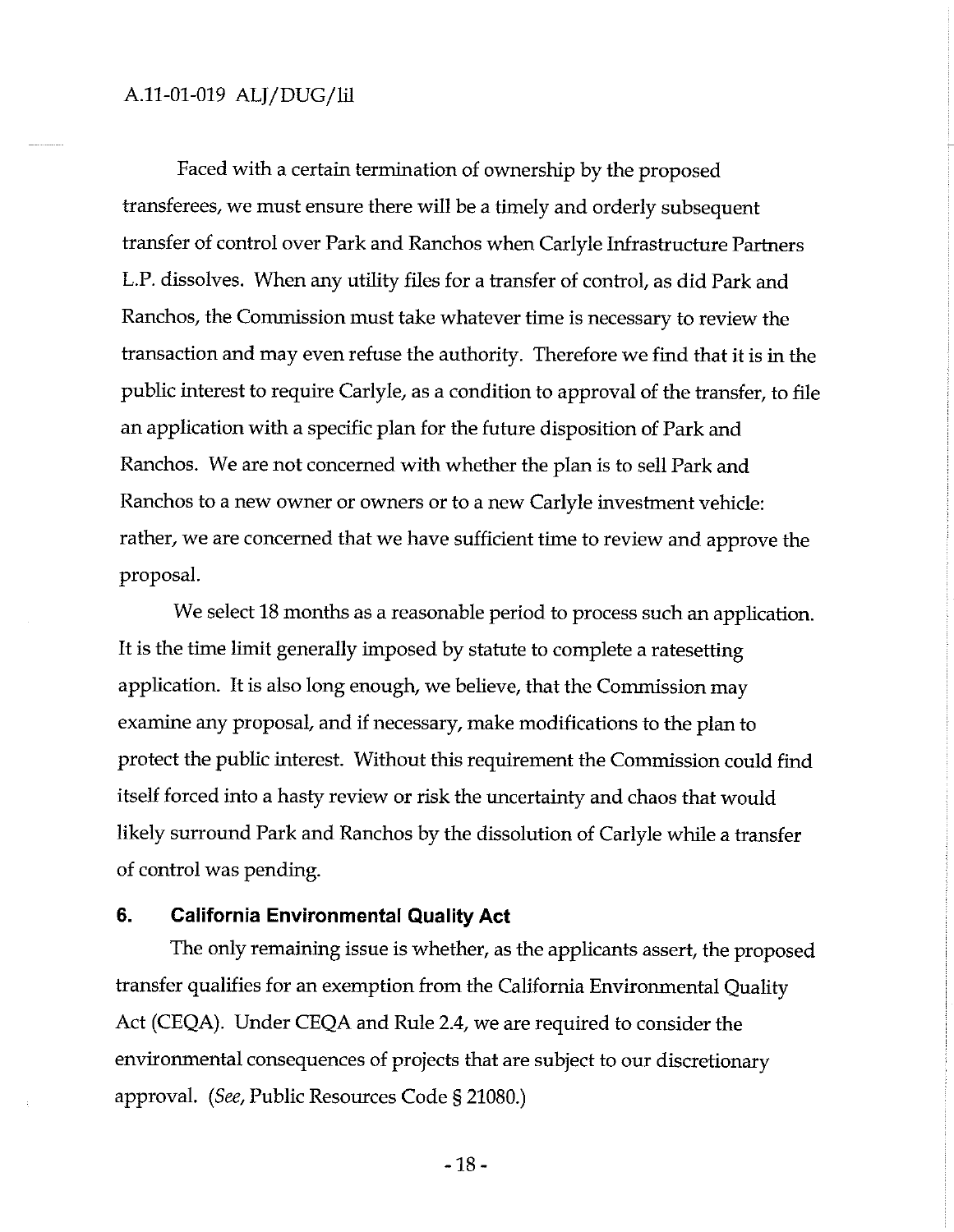Faced with a certain termination of ownership by the proposed transferees, we must ensure there will be a timely and orderly subsequent transfer of control over Park and Ranchos when Carlyle Infrastructure Partners L.P. dissolves. When any utility files for a transfer of control, as did Park and Ranchos, the Commission must take whatever time is necessary to review the transaction and may even refuse the authority. Therefore we find that it is in the public interest to require Carlyle, as a condition to approval of the transfer, to file an application with a specific plan for the future disposition of Park and Ranchos. We are not concerned with whether the plan is to sell Park and Ranchos to a new owner or owners or to a new Carlyle investment vehicle: rather, we are concerned that we have sufficient time to review and approve the proposal.

We select 18 months as a reasonable period to process such an application. It is the time limit generally imposed by statute to complete a ratesetting application. It is also long enough, we believe, that the Commission may examine any proposal, and if necessary, make modifications to the plan to protect the public interest. Without this requirement the Commission could find itself forced into a hasty review or risk the uncertainty and chaos that would likely surround Park and Ranchos by the dissolution of Carlyle while a transfer of control was pending.

## 6. California Environmental Quality Act

The only remaining issue is whether, as the applicants assert, the proposed transfer qualifies for an exemption from the California Environmental Quality Act (CEQA). Under CEQA and Rule 2.4, we are required to consider the environmental consequences of projects that are subject to our discretionary approval. (*See*, Public Resources Code § 21080.)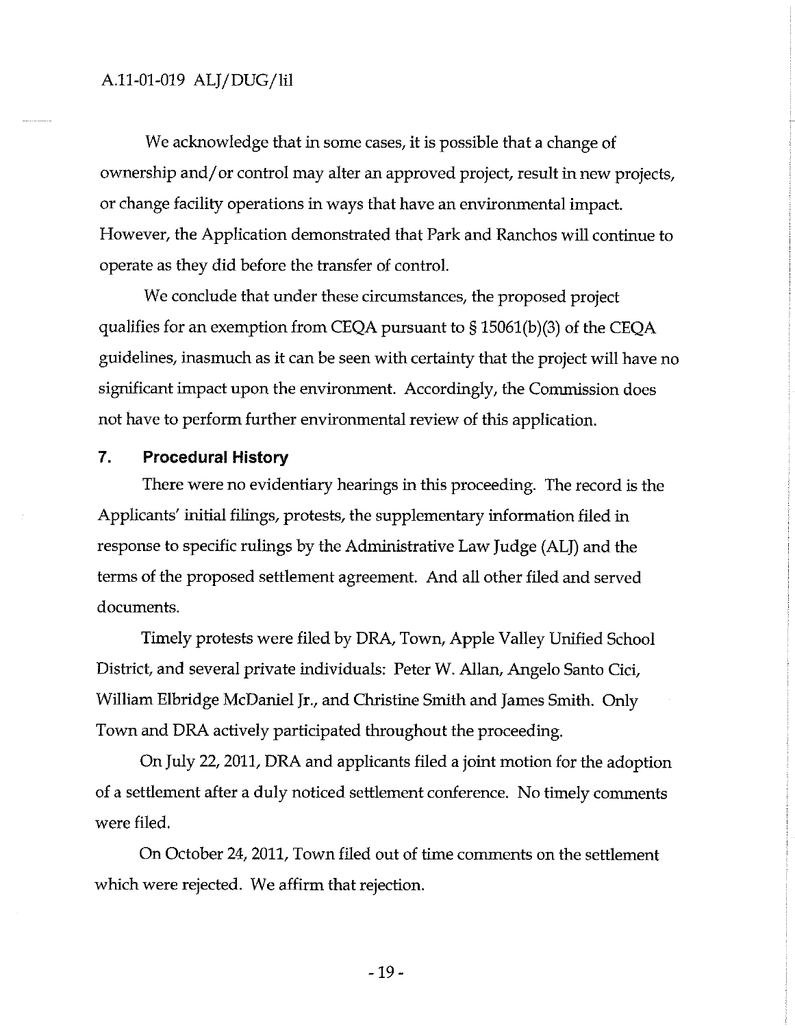We acknowledge that in some cases, it is possible that a change of ownership and/or control may alter an approved project, result in new projects, or change facility operations in ways that have an environmental impact. However, the Application demonstrated that Park and Ranchos will continue to operate as they did before the transfer of control.

We conclude that under these circumstances, the proposed project qualifies for an exemption from CEQA pursuant to § 15061(b)(3) of the CEQA guidelines, inasmuch as it can be seen with certainty that the project will have no significant impact upon the environment. Accordingly, the Commission does not have to perform further environmental review of this application.

## 7. Procedural History

There were no evidentiary hearings in this proceeding. The record is the Applicants' initial filings, protests, the supplementary information filed in response to specific rulings by the Administrative Law Judge (ALJ) and the terms of the proposed settlement agreement. And all other filed and served documents.

Timely protests were filed by DRA, Town, Apple Valley Unified School District, and several private individuals: Peter W. Allan, Angelo Santo Cici, William Elbridge McDaniel Jr., and Christine Smith and James Smith. Only Town and DRA actively participated throughout the proceeding.

On July 22, 2011, DRA and applicants filed a joint motion for the adoption of a settlement after a duly noticed settlement conference. No timely comments were filed.

On October 24, 2011, Town filed out of time comments on the settlement which were rejected. We affirm that rejection.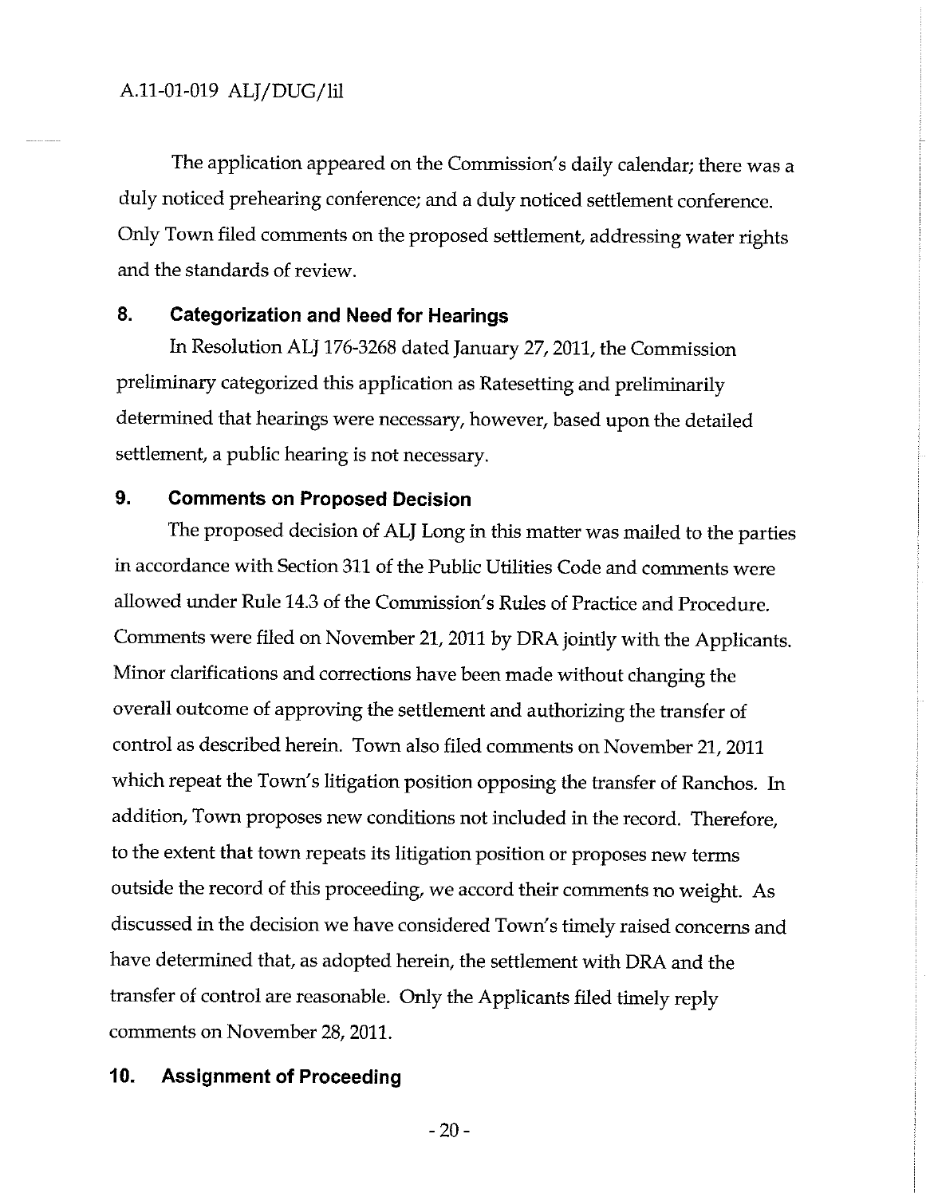The application appeared on the Commission's daily calendar; there was a duly noticed prehearing conference; and a duly noticed settlement conference. Only Town filed comments on the proposed settlement, addressing water rights and the standards of review.

## 8. Categorization and Need for Hearings

In Resolution ALJ 176-3268 dated January 27, 2011, the Commission preliminary categorized this application as Ratesetting and preliminarily determined that hearings were necessary, however, based upon the detailed settlement, a public hearing is not necessary.

## 9. Comments on Proposed Decision

The proposed decision of ALJ Long in this matter was mailed to the parties in accordance with Section 311 of the Public Utilities Code and comments were allowed under Rule 14.3 of the Commission's Rules of Practice and Procedure. Comments were filed on November 21, 2011 by DRA jointly with the Applicants. Minor clarifications and corrections have been made without changing the overall outcome of approving the settlement and authorizing the transfer of control as described herein. Town also filed comments on November 21, 2011 which repeat the Town's litigation position opposing the transfer of Ranchos. In addition, Town proposes new conditions not included in the record. Therefore, to the extent that town repeats its litigation position or proposes new terms outside the record of this proceeding, we accord their comments no weight. As discussed in the decision we have considered Town's timely raised concerns and have determined that, as adopted herein, the settlement with DRA and the transfer of control are reasonable. Only the Applicants filed timely reply comments on November 28, 2011.

## 10. Assignment of Proceeding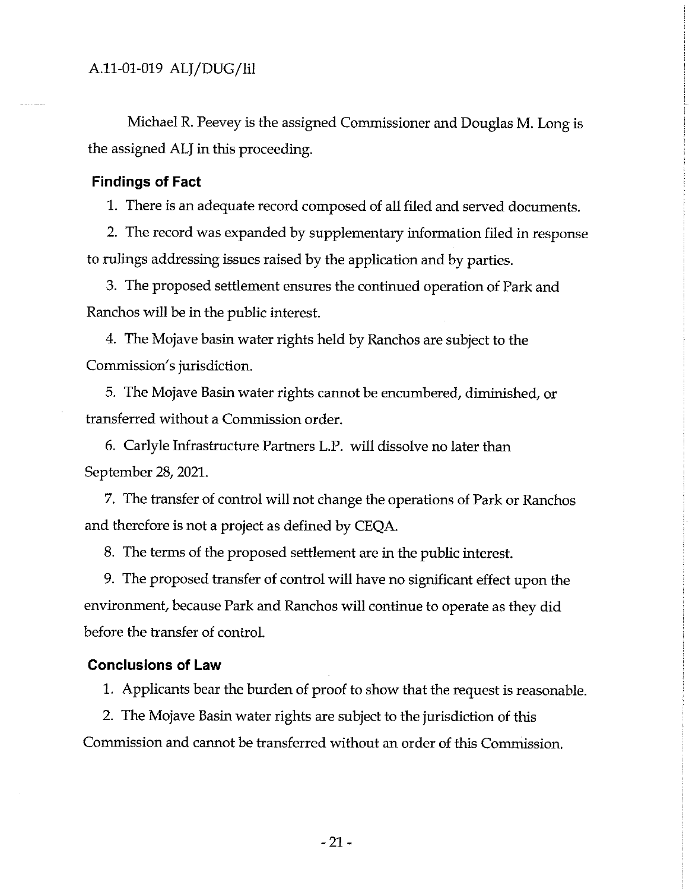Michael R. Peevey is the assigned Commissioner and Douglas M. Long is the assigned ALJ in this proceeding.

## Findings of Fact

1. There is an adequate record composed of all filed and served documents.

2. The record was expanded by supplementary information filed in response to rulings addressing issues raised by the application and by parties.

3. The proposed settlement ensures the continued operation of Park and Ranchos will be in the public interest.

4. The Mojave basin water rights held by Ranchos are subject to the Commission's jurisdiction.

5. The Mojave Basin water rights cannot be encumbered, diminished, or transferred without a Commission order.

6. Carlyle Infrastructure Partners L.P. will dissolve no later than September 28, 2021.

7. The transfer of control will not change the operations of Park or Ranchos and therefore is not a project as defined by CEQA.

8. The terms of the proposed settlement are in the public interest.

9. The proposed transfer of control will have no significant effect upon the environment, because Park and Ranchos will continue to operate as they did before the transfer of control.

## Conclusions of Law

1. Applicants bear the burden of proof to show that the request is reasonable.

2. The Mojave Basin water rights are subject to the jurisdiction of this Commission and cannot be transferred without an order of this Commission.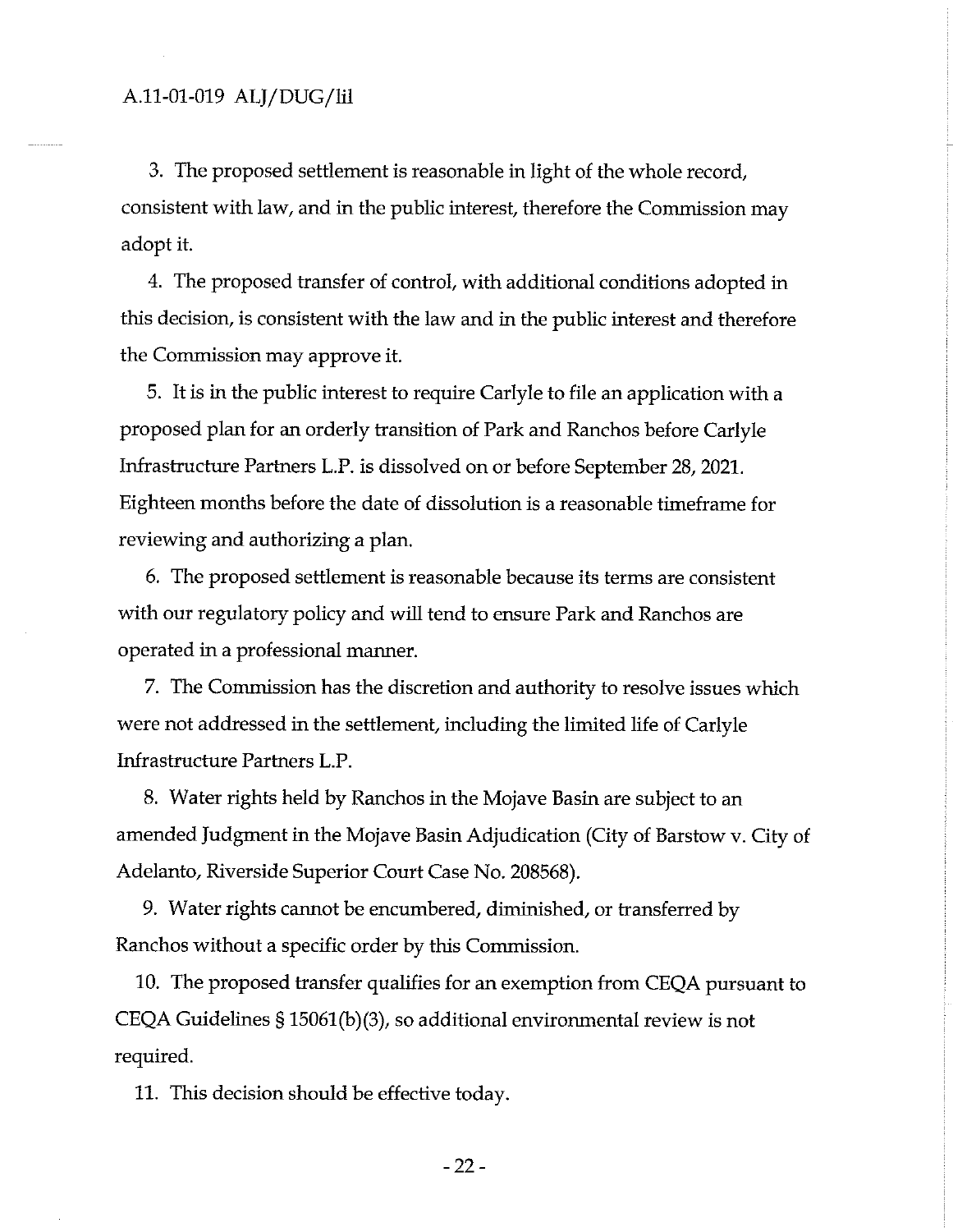3. The proposed settlement is reasonable in light of the whole record, consistent with law, and in the public interest, therefore the Commission may adopt it.

4. The proposed transfer of control, with additional conditions adopted in this decision, is consistent with the law and in the public interest and therefore the Commission may approve it.

5. It is in the public interest to require Carlyle to file an application with a proposed plan for an orderly transition of Park and Ranchos before Carlyle Infrastructure Partners L.P. is dissolved on or before September 28, 2021. Eighteen months before the date of dissolution is a reasonable timeframe for reviewing and authorizing a plan.

6. The proposed settlement is reasonable because its terms are consistent with our regulatory policy and will tend to ensure Park and Ranchos are operated in a professional manner.

7. The Commission has the discretion and authority to resolve issues which were not addressed in the settlement, including the limited life of Carlyle Infrastructure Partners L.P.

8. Water rights held by Ranchos in the Mojave Basin are subject to an amended Judgment in the Mojave Basin Adjudication (City of Barstow v. City of Adelanto, Riverside Superior Court Case No. 208568).

9. Water rights cannot be encumbered, diminished, or transferred by Ranchos without a specific order by this Commission.

10. The proposed transfer qualifies for an exemption from CEQA pursuant to CEQA Guidelines § 15061(b)(3), so additional environmental review is not required.

11. This decision should be effective today.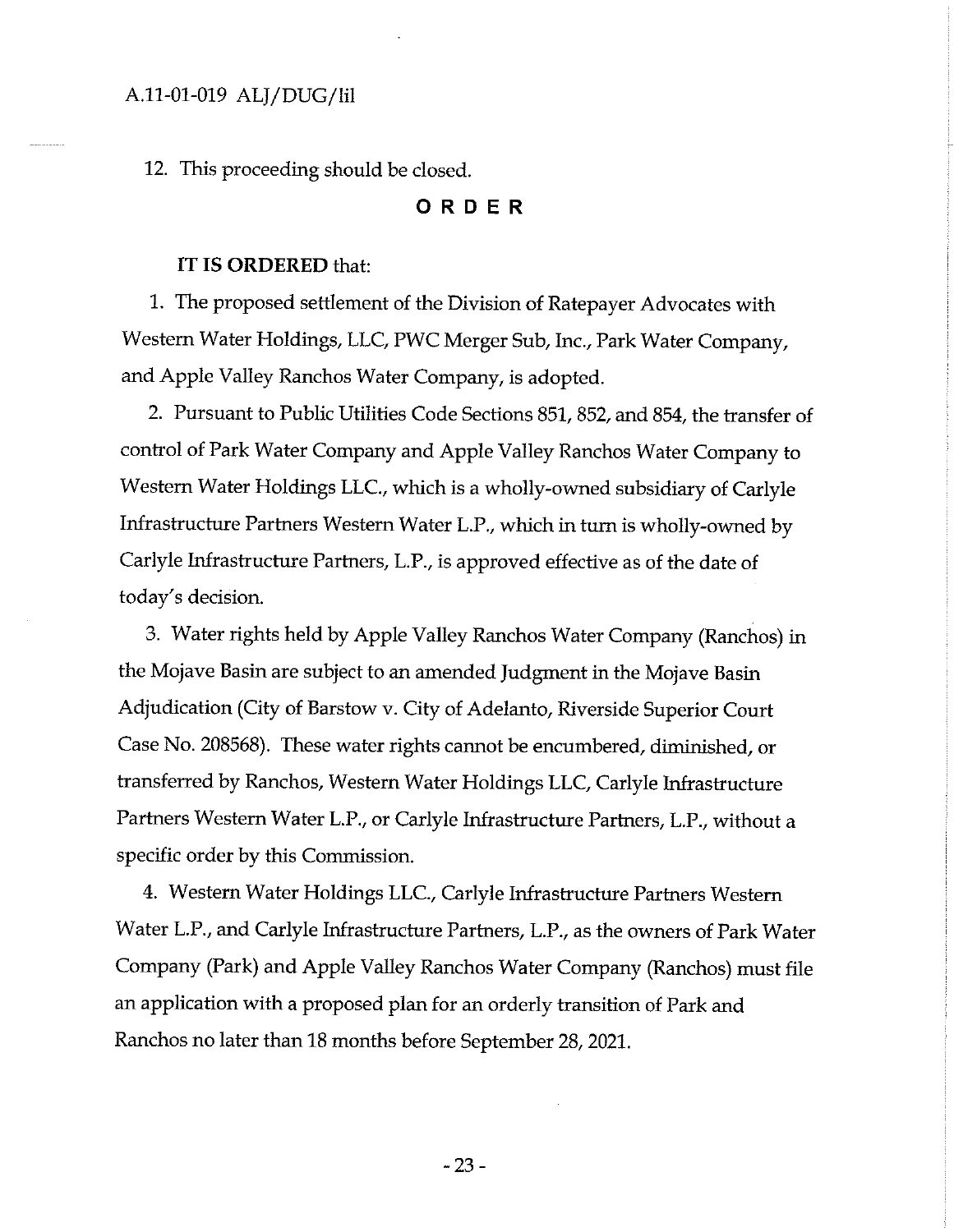12. This proceeding should be closed.

## ORDER

**IT IS ORDERED** that:

1. The proposed settlement of the Division of Ratepayer Advocates with Western Water Holdings, LLC, PWC Merger Sub, Inc., Park Water Company, and Apple Valley Ranchos Water Company, is adopted.

2. Pursuant to Public Utilities Code Sections 851, 852, and 854, the transfer of control of Park Water Company and Apple Valley Ranchos Water Company to Western Water Holdings LLC., which is a wholly-owned subsidiary of Carlyle Infrastructure Partners Western Water L.P., which in turn is wholly-owned by Carlyle Infrastructure Partners, L.P., is approved effective as of the date of today's decision.

3. Water rights held by Apple Valley Ranchos Water Company (Ranchos) in the Mojave Basin are subject to an amended Judgment in the Mojave Basin Adjudication (City of Barstow v. City of Adelanto, Riverside Superior Court Case No. 208568). These water rights cannot be encumbered, diminished, or transferred by Ranchos, Western Water Holdings LLC, Carlyle Infrastructure Partners Western Water L.P., or Carlyle Infrastructure Partners, L.P., without a specific order by this Commission.

4. Western Water Holdings LLC., Carlyle Infrastructure Partners Western Water L.P., and Carlyle Infrastructure Partners, L.P., as the owners of Park Water Company (Park) and Apple Valley Ranchos Water Company (Ranchos) must file an application with a proposed plan for an orderly transition of Park and Ranchos no later than 18 months before September 28, 2021.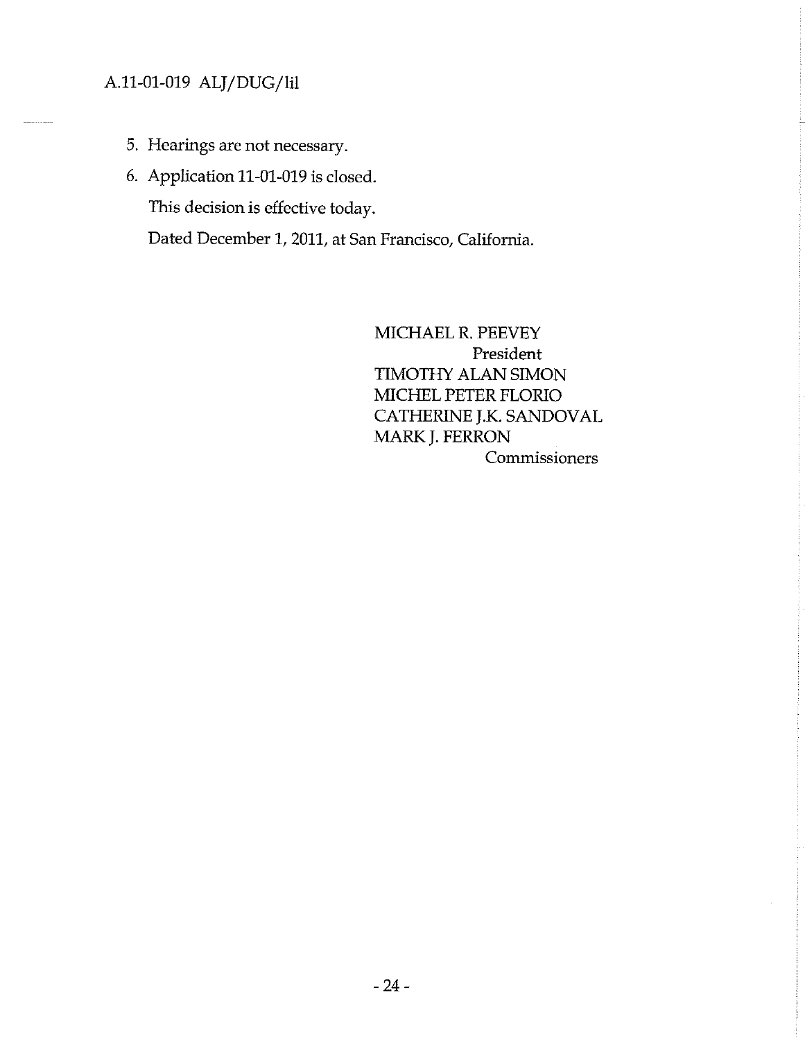5. Hearings are not necessary.
6. Application 11-01-019 is closed.

This decision is effective today.

Dated December 1, 2011, at San Francisco, California.

MICHAEL R. PEEVEY
President
TIMOTHY ALAN SIMON
MICHEL PETER FLORIO
CATHERINE J.K. SANDOVAL
MARK J. FERRON
Commissioners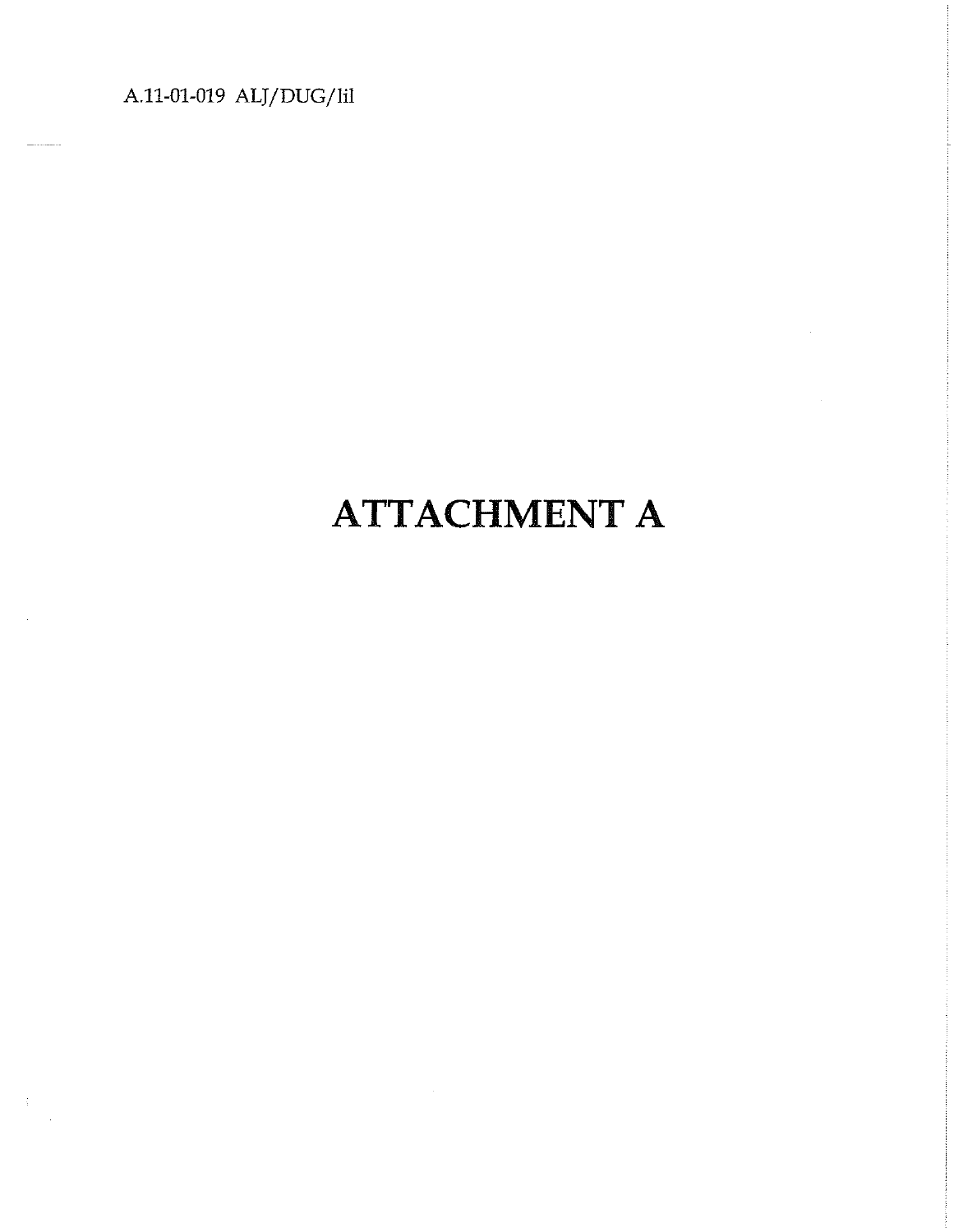# ATTACHMENT A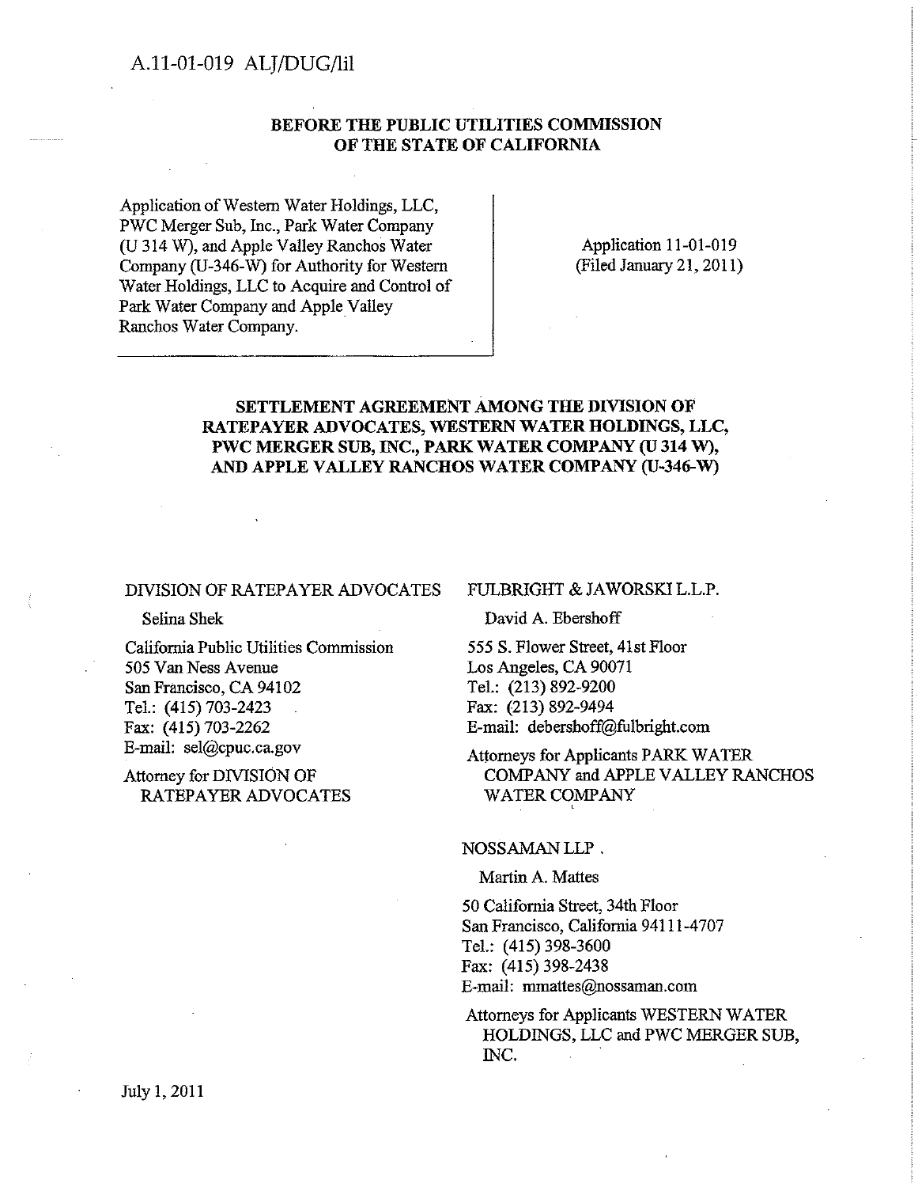A.11-01-019 ALJ/DUG/lil

**BEFORE THE PUBLIC UTILITIES COMMISSION OF THE STATE OF CALIFORNIA**

| | |
|---|---|
| Application of Western Water Holdings, LLC, PWC Merger Sub, Inc., Park Water Company (U 314 W), and Apple Valley Ranchos Water Company (U-346-W) for Authority for Western Water Holdings, LLC to Acquire and Control of Park Water Company and Apple Valley Ranchos Water Company. | Application 11-01-019 (Filed January 21, 2011) |

**SETTLEMENT AGREEMENT AMONG THE DIVISION OF RATEPAYER ADVOCATES, WESTERN WATER HOLDINGS, LLC, PWC MERGER SUB, INC., PARK WATER COMPANY (U 314 W), AND APPLE VALLEY RANCHOS WATER COMPANY (U-346-W)**

DIVISION OF RATEPAYER ADVOCATES

Selina Shek

California Public Utilities Commission
505 Van Ness Avenue
San Francisco, CA 94102
Tel.: (415) 703-2423
Fax: (415) 703-2262
E-mail: sel@cpuc.ca.gov

Attorney for DIVISION OF RATEPAYER ADVOCATES

FULBRIGHT & JAWORSKI L.L.P.

David A. Ebershoff

555 S. Flower Street, 41st Floor
Los Angeles, CA 90071
Tel.: (213) 892-9200
Fax: (213) 892-9494
E-mail: debershoff@fulbright.com

Attorneys for Applicants PARK WATER COMPANY and APPLE VALLEY RANCHOS WATER COMPANY

NOSSAMAN LLP

Martin A. Mattes

50 California Street, 34th Floor
San Francisco, California 94111-4707
Tel.: (415) 398-3600
Fax: (415) 398-2438
E-mail: mmattes@nossaman.com

Attorneys for Applicants WESTERN WATER HOLDINGS, LLC and PWC MERGER SUB, INC.

July 1, 2011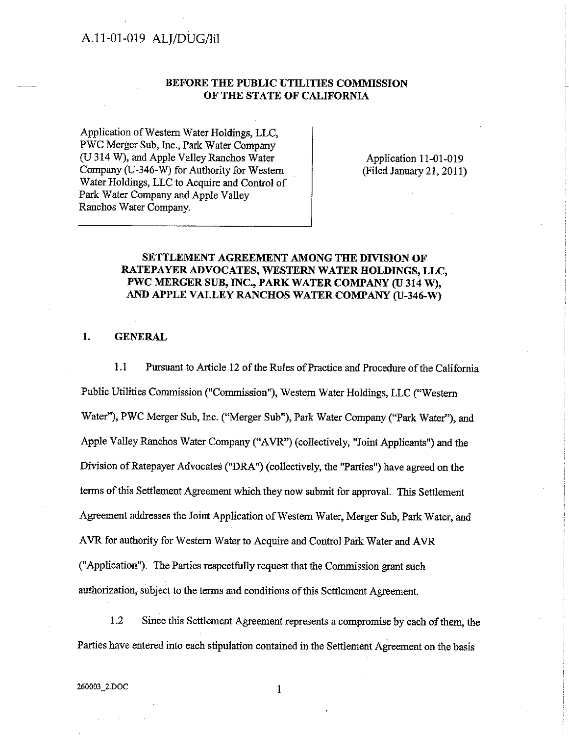A.11-01-019 ALJ/DUG/lil

**BEFORE THE PUBLIC UTILITIES COMMISSION OF THE STATE OF CALIFORNIA**

| | |
|---|---|
| Application of Western Water Holdings, LLC, PWC Merger Sub, Inc., Park Water Company (U 314 W), and Apple Valley Ranchos Water Company (U-346-W) for Authority for Western Water Holdings, LLC to Acquire and Control of Park Water Company and Apple Valley Ranchos Water Company. | Application 11-01-019 (Filed January 21, 2011) |

**SETTLEMENT AGREEMENT AMONG THE DIVISION OF RATEPAYER ADVOCATES, WESTERN WATER HOLDINGS, LLC, PWC MERGER SUB, INC., PARK WATER COMPANY (U 314 W), AND APPLE VALLEY RANCHOS WATER COMPANY (U-346-W)**

## 1. GENERAL

1.1 Pursuant to Article 12 of the Rules of Practice and Procedure of the California Public Utilities Commission ("Commission"), Western Water Holdings, LLC ("Western Water"), PWC Merger Sub, Inc. ("Merger Sub"), Park Water Company ("Park Water"), and Apple Valley Ranchos Water Company ("AVR") (collectively, "Joint Applicants") and the Division of Ratepayer Advocates ("DRA") (collectively, the "Parties") have agreed on the terms of this Settlement Agreement which they now submit for approval. This Settlement Agreement addresses the Joint Application of Western Water, Merger Sub, Park Water, and AVR for authority for Western Water to Acquire and Control Park Water and AVR ("Application"). The Parties respectfully request that the Commission grant such authorization, subject to the terms and conditions of this Settlement Agreement.

1.2 Since this Settlement Agreement represents a compromise by each of them, the Parties have entered into each stipulation contained in the Settlement Agreement on the basis

260003_2.DOC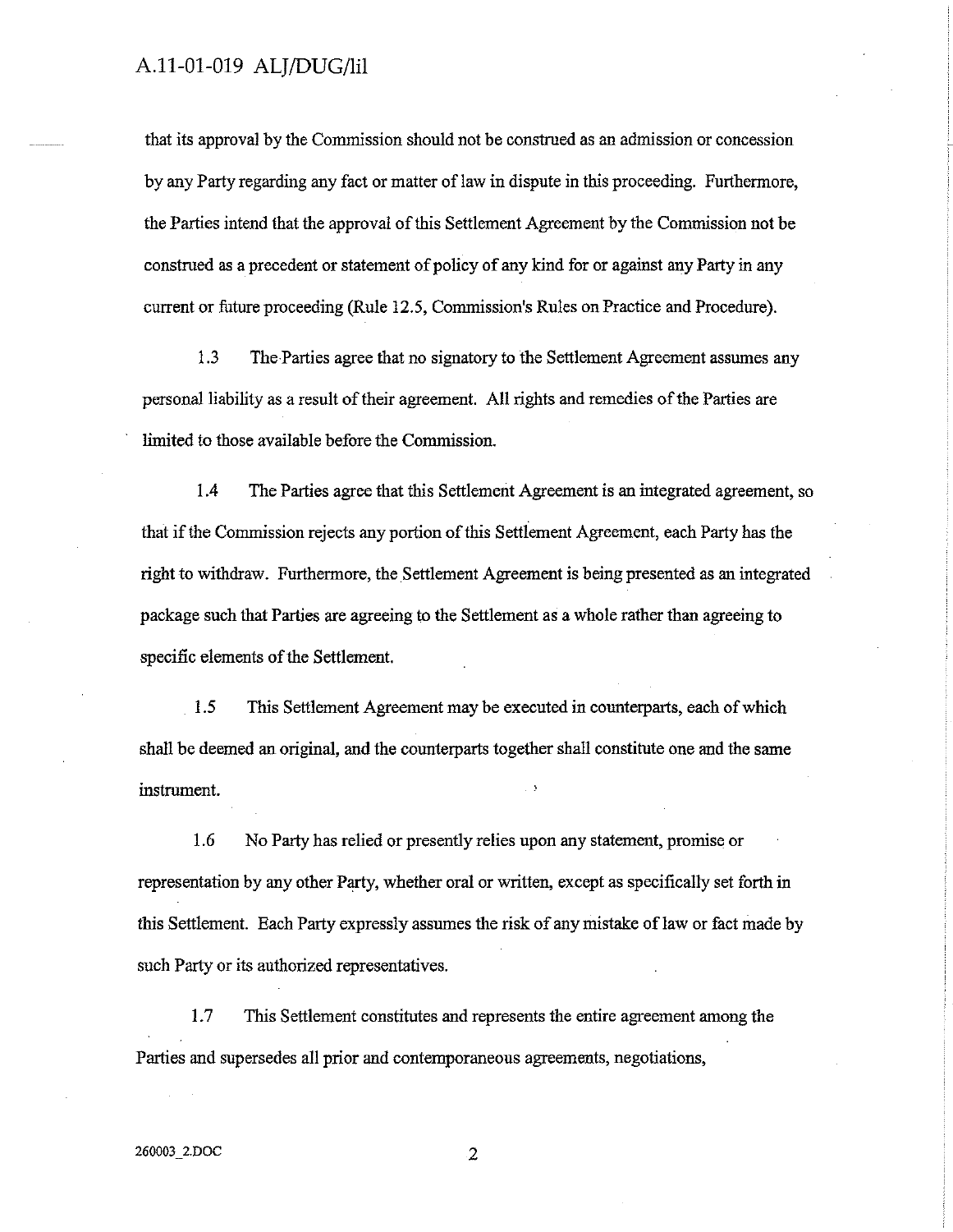that its approval by the Commission should not be construed as an admission or concession by any Party regarding any fact or matter of law in dispute in this proceeding. Furthermore, the Parties intend that the approval of this Settlement Agreement by the Commission not be construed as a precedent or statement of policy of any kind for or against any Party in any current or future proceeding (Rule 12.5, Commission's Rules on Practice and Procedure).

1.3 The Parties agree that no signatory to the Settlement Agreement assumes any personal liability as a result of their agreement. All rights and remedies of the Parties are limited to those available before the Commission.

1.4 The Parties agree that this Settlement Agreement is an integrated agreement, so that if the Commission rejects any portion of this Settlement Agreement, each Party has the right to withdraw. Furthermore, the Settlement Agreement is being presented as an integrated package such that Parties are agreeing to the Settlement as a whole rather than agreeing to specific elements of the Settlement.

1.5 This Settlement Agreement may be executed in counterparts, each of which shall be deemed an original, and the counterparts together shall constitute one and the same instrument.

1.6 No Party has relied or presently relies upon any statement, promise or representation by any other Party, whether oral or written, except as specifically set forth in this Settlement. Each Party expressly assumes the risk of any mistake of law or fact made by such Party or its authorized representatives.

1.7 This Settlement constitutes and represents the entire agreement among the Parties and supersedes all prior and contemporaneous agreements, negotiations,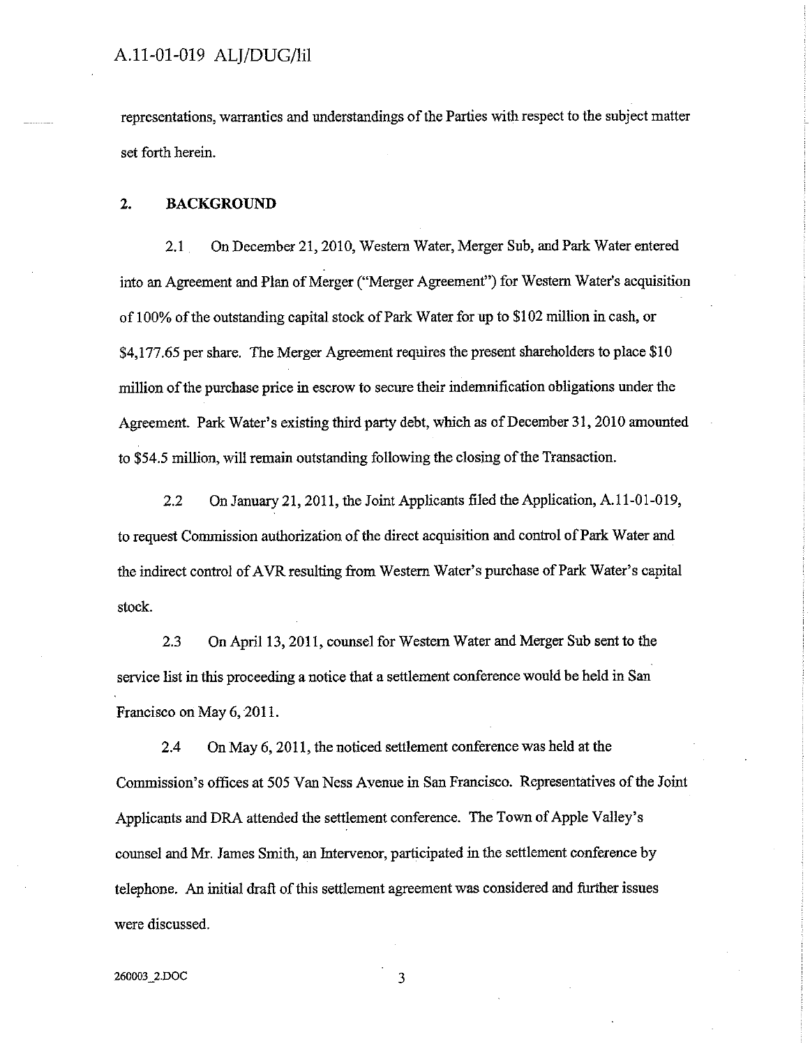representations, warranties and understandings of the Parties with respect to the subject matter set forth herein.

## 2. BACKGROUND

2.1 On December 21, 2010, Western Water, Merger Sub, and Park Water entered into an Agreement and Plan of Merger ("Merger Agreement") for Western Water's acquisition of 100% of the outstanding capital stock of Park Water for up to $102 million in cash, or $4,177.65 per share. The Merger Agreement requires the present shareholders to place $10 million of the purchase price in escrow to secure their indemnification obligations under the Agreement. Park Water's existing third party debt, which as of December 31, 2010 amounted to $54.5 million, will remain outstanding following the closing of the Transaction.

2.2 On January 21, 2011, the Joint Applicants filed the Application, A.11-01-019, to request Commission authorization of the direct acquisition and control of Park Water and the indirect control of AVR resulting from Western Water's purchase of Park Water's capital stock.

2.3 On April 13, 2011, counsel for Western Water and Merger Sub sent to the service list in this proceeding a notice that a settlement conference would be held in San Francisco on May 6, 2011.

2.4 On May 6, 2011, the noticed settlement conference was held at the Commission's offices at 505 Van Ness Avenue in San Francisco. Representatives of the Joint Applicants and DRA attended the settlement conference. The Town of Apple Valley's counsel and Mr. James Smith, an Intervenor, participated in the settlement conference by telephone. An initial draft of this settlement agreement was considered and further issues were discussed.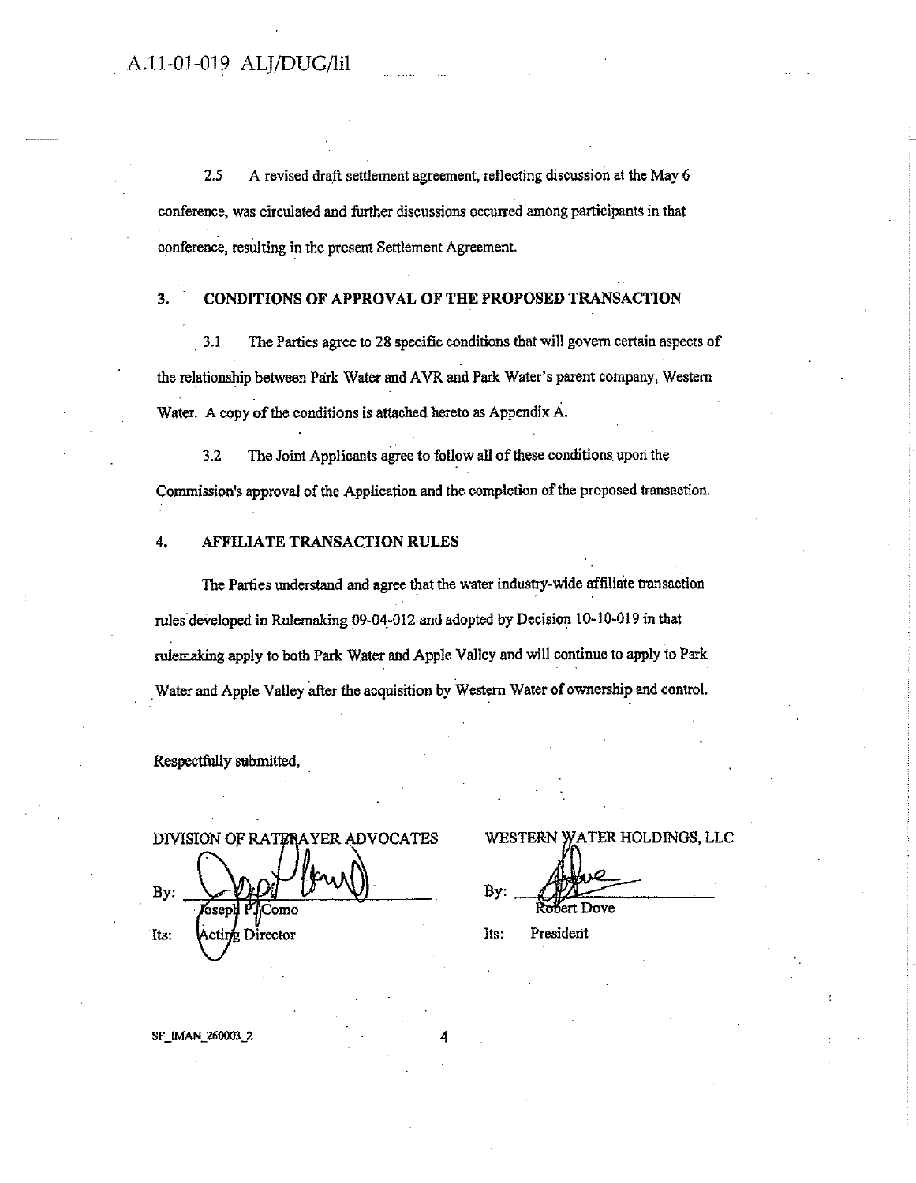2.5 A revised draft settlement agreement, reflecting discussion at the May 6 conference, was circulated and further discussions occurred among participants in that conference, resulting in the present Settlement Agreement.

## 3. CONDITIONS OF APPROVAL OF THE PROPOSED TRANSACTION

3.1 The Parties agree to 28 specific conditions that will govern certain aspects of the relationship between Park Water and AVR and Park Water's parent company, Western Water. A copy of the conditions is attached hereto as Appendix A.

3.2 The Joint Applicants agree to follow all of these conditions upon the Commission's approval of the Application and the completion of the proposed transaction.

## 4. AFFILIATE TRANSACTION RULES

The Parties understand and agree that the water industry-wide affiliate transaction rules developed in Rulemaking 09-04-012 and adopted by Decision 10-10-019 in that rulemaking apply to both Park Water and Apple Valley and will continue to apply to Park Water and Apple Valley after the acquisition by Western Water of ownership and control.

Respectfully submitted,

DIVISION OF RATEPAYER ADVOCATES

By: Joseph P. Como

Its: Acting Director

WESTERN WATER HOLDINGS, LLC

By: Robert Dove

Its: President

SF_IMAN_260003_2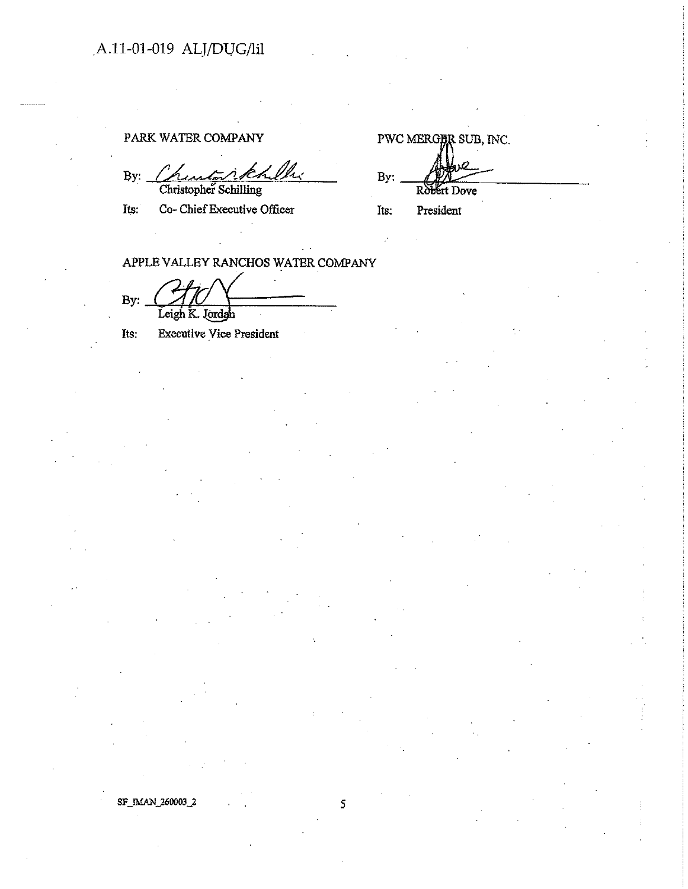PARK WATER COMPANY

By: Christopher Schilling

Its: Co- Chief Executive Officer

PWC MERGER SUB, INC.

By: Robert Dove

Its: President

APPLE VALLEY RANCHOS WATER COMPANY

By: Leigh K. Jordan

Its: Executive Vice President

SF_IMAN_260003_2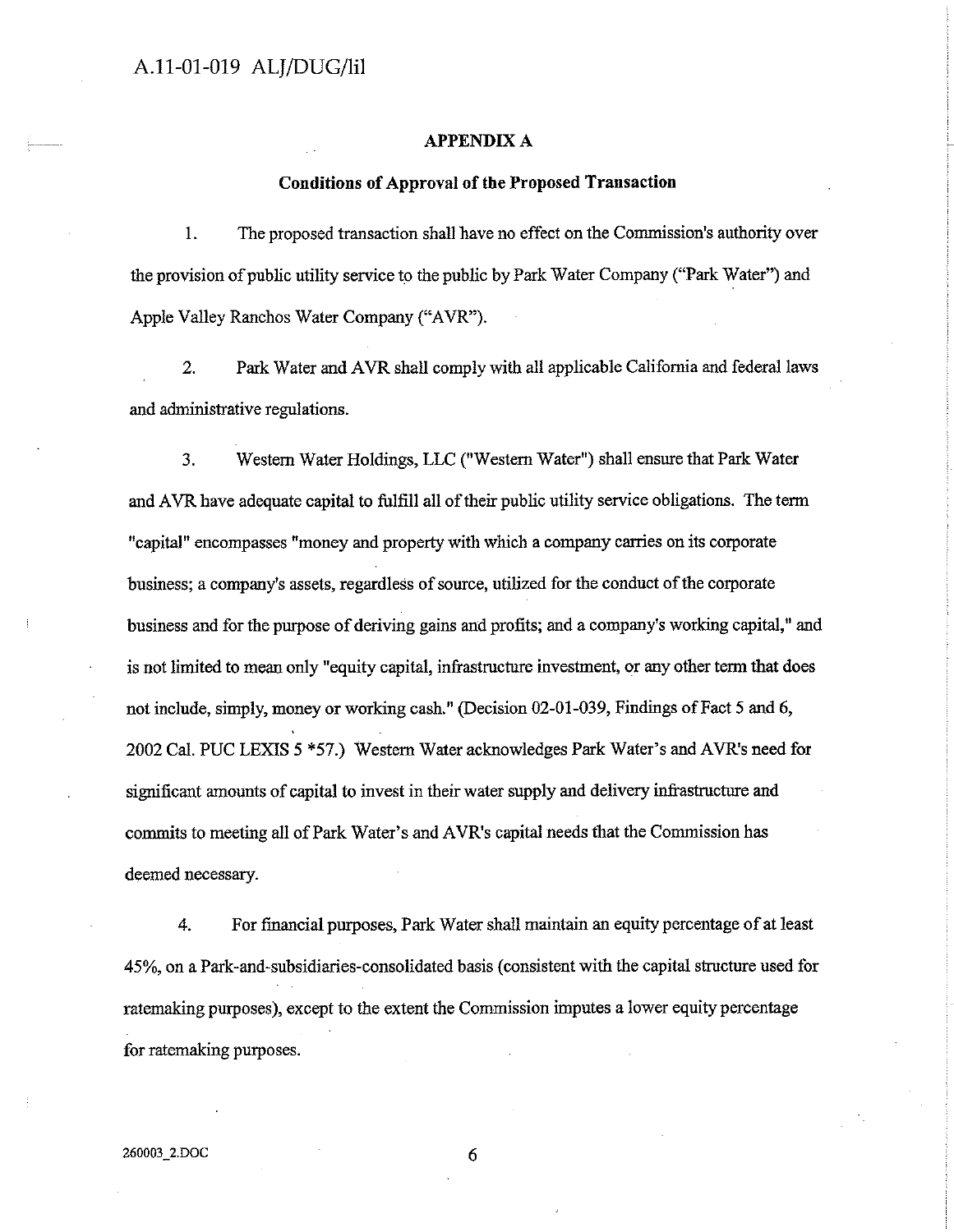## APPENDIX A

### Conditions of Approval of the Proposed Transaction

1. The proposed transaction shall have no effect on the Commission's authority over the provision of public utility service to the public by Park Water Company ("Park Water") and Apple Valley Ranchos Water Company ("AVR").

2. Park Water and AVR shall comply with all applicable California and federal laws and administrative regulations.

3. Western Water Holdings, LLC ("Western Water") shall ensure that Park Water and AVR have adequate capital to fulfill all of their public utility service obligations. The term "capital" encompasses "money and property with which a company carries on its corporate business; a company's assets, regardless of source, utilized for the conduct of the corporate business and for the purpose of deriving gains and profits; and a company's working capital," and is not limited to mean only "equity capital, infrastructure investment, or any other term that does not include, simply, money or working cash." (Decision 02-01-039, Findings of Fact 5 and 6, 2002 Cal. PUC LEXIS 5 *57.) Western Water acknowledges Park Water's and AVR's need for significant amounts of capital to invest in their water supply and delivery infrastructure and commits to meeting all of Park Water's and AVR's capital needs that the Commission has deemed necessary.

4. For financial purposes, Park Water shall maintain an equity percentage of at least 45%, on a Park-and-subsidiaries-consolidated basis (consistent with the capital structure used for ratemaking purposes), except to the extent the Commission imputes a lower equity percentage for ratemaking purposes.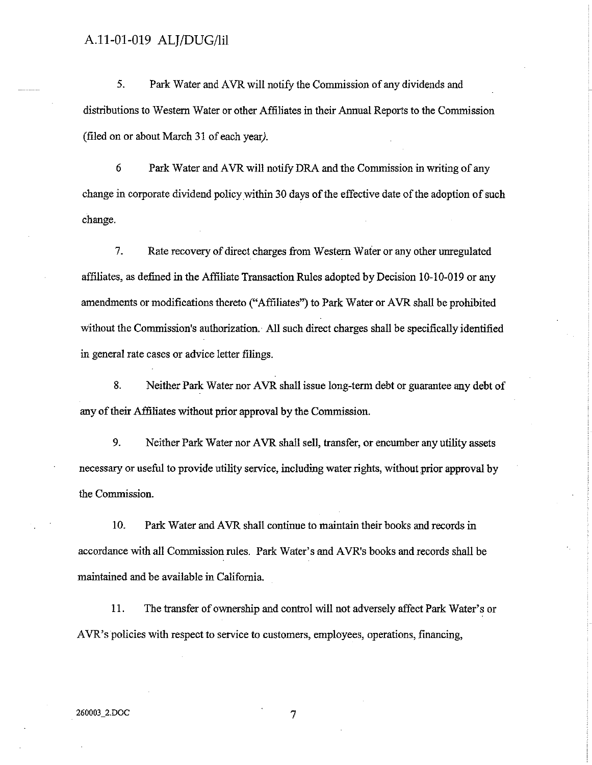5. Park Water and AVR will notify the Commission of any dividends and distributions to Western Water or other Affiliates in their Annual Reports to the Commission (filed on or about March 31 of each year).

6 Park Water and AVR will notify DRA and the Commission in writing of any change in corporate dividend policy within 30 days of the effective date of the adoption of such change.

7. Rate recovery of direct charges from Western Water or any other unregulated affiliates, as defined in the Affiliate Transaction Rules adopted by Decision 10-10-019 or any amendments or modifications thereto ("Affiliates") to Park Water or AVR shall be prohibited without the Commission's authorization. All such direct charges shall be specifically identified in general rate cases or advice letter filings.

8. Neither Park Water nor AVR shall issue long-term debt or guarantee any debt of any of their Affiliates without prior approval by the Commission.

9. Neither Park Water nor AVR shall sell, transfer, or encumber any utility assets necessary or useful to provide utility service, including water rights, without prior approval by the Commission.

10. Park Water and AVR shall continue to maintain their books and records in accordance with all Commission rules. Park Water's and AVR's books and records shall be maintained and be available in California.

11. The transfer of ownership and control will not adversely affect Park Water's or AVR's policies with respect to service to customers, employees, operations, financing,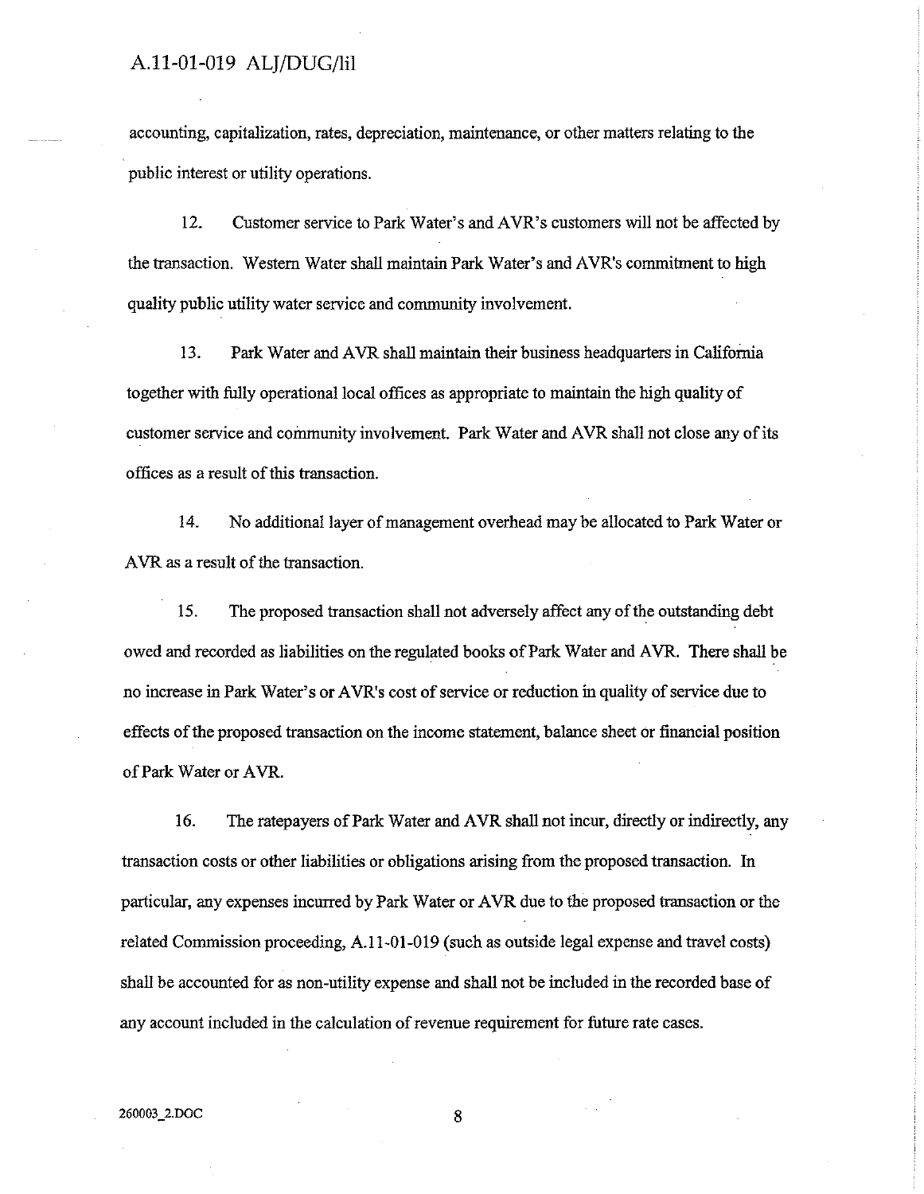accounting, capitalization, rates, depreciation, maintenance, or other matters relating to the public interest or utility operations.

12. Customer service to Park Water's and AVR's customers will not be affected by the transaction. Western Water shall maintain Park Water's and AVR's commitment to high quality public utility water service and community involvement.

13. Park Water and AVR shall maintain their business headquarters in California together with fully operational local offices as appropriate to maintain the high quality of customer service and community involvement. Park Water and AVR shall not close any of its offices as a result of this transaction.

14. No additional layer of management overhead may be allocated to Park Water or AVR as a result of the transaction.

15. The proposed transaction shall not adversely affect any of the outstanding debt owed and recorded as liabilities on the regulated books of Park Water and AVR. There shall be no increase in Park Water's or AVR's cost of service or reduction in quality of service due to effects of the proposed transaction on the income statement, balance sheet or financial position of Park Water or AVR.

16. The ratepayers of Park Water and AVR shall not incur, directly or indirectly, any transaction costs or other liabilities or obligations arising from the proposed transaction. In particular, any expenses incurred by Park Water or AVR due to the proposed transaction or the related Commission proceeding, A.11-01-019 (such as outside legal expense and travel costs) shall be accounted for as non-utility expense and shall not be included in the recorded base of any account included in the calculation of revenue requirement for future rate cases.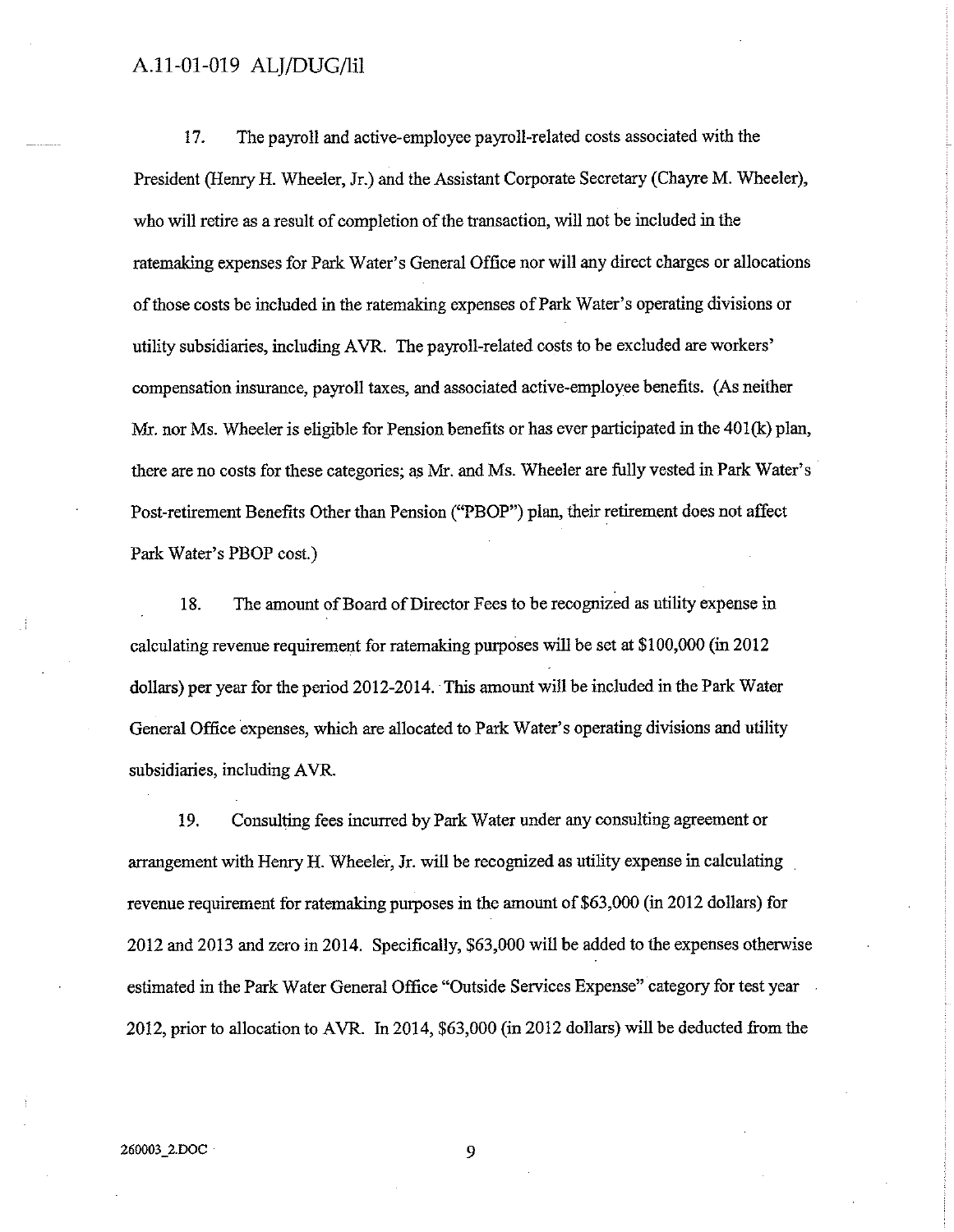17. The payroll and active-employee payroll-related costs associated with the President (Henry H. Wheeler, Jr.) and the Assistant Corporate Secretary (Chayre M. Wheeler), who will retire as a result of completion of the transaction, will not be included in the ratemaking expenses for Park Water's General Office nor will any direct charges or allocations of those costs be included in the ratemaking expenses of Park Water's operating divisions or utility subsidiaries, including AVR. The payroll-related costs to be excluded are workers' compensation insurance, payroll taxes, and associated active-employee benefits. (As neither Mr. nor Ms. Wheeler is eligible for Pension benefits or has ever participated in the 401(k) plan, there are no costs for these categories; as Mr. and Ms. Wheeler are fully vested in Park Water's Post-retirement Benefits Other than Pension ("PBOP") plan, their retirement does not affect Park Water's PBOP cost.)

18. The amount of Board of Director Fees to be recognized as utility expense in calculating revenue requirement for ratemaking purposes will be set at $100,000 (in 2012 dollars) per year for the period 2012-2014. This amount will be included in the Park Water General Office expenses, which are allocated to Park Water's operating divisions and utility subsidiaries, including AVR.

19. Consulting fees incurred by Park Water under any consulting agreement or arrangement with Henry H. Wheeler, Jr. will be recognized as utility expense in calculating revenue requirement for ratemaking purposes in the amount of $63,000 (in 2012 dollars) for 2012 and 2013 and zero in 2014. Specifically, $63,000 will be added to the expenses otherwise estimated in the Park Water General Office "Outside Services Expense" category for test year 2012, prior to allocation to AVR. In 2014, $63,000 (in 2012 dollars) will be deducted from the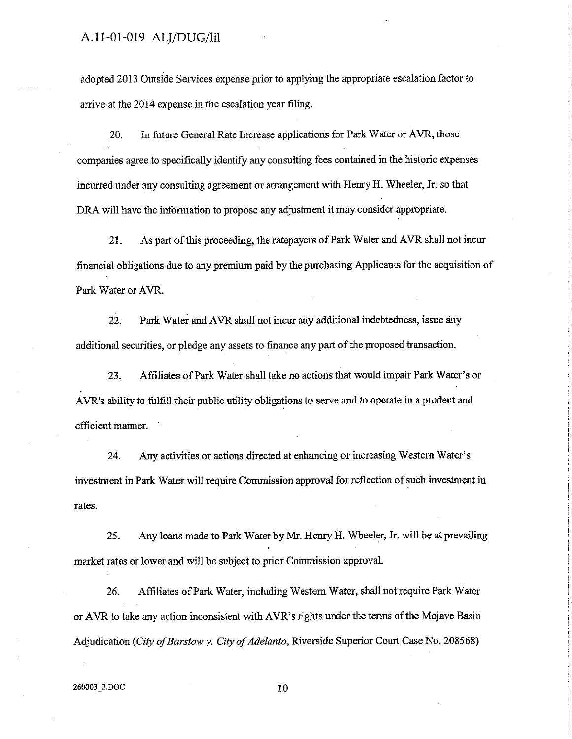adopted 2013 Outside Services expense prior to applying the appropriate escalation factor to arrive at the 2014 expense in the escalation year filing.

20. In future General Rate Increase applications for Park Water or AVR, those companies agree to specifically identify any consulting fees contained in the historic expenses incurred under any consulting agreement or arrangement with Henry H. Wheeler, Jr. so that DRA will have the information to propose any adjustment it may consider appropriate.

21. As part of this proceeding, the ratepayers of Park Water and AVR shall not incur financial obligations due to any premium paid by the purchasing Applicants for the acquisition of Park Water or AVR.

22. Park Water and AVR shall not incur any additional indebtedness, issue any additional securities, or pledge any assets to finance any part of the proposed transaction.

23. Affiliates of Park Water shall take no actions that would impair Park Water's or AVR's ability to fulfill their public utility obligations to serve and to operate in a prudent and efficient manner.

24. Any activities or actions directed at enhancing or increasing Western Water's investment in Park Water will require Commission approval for reflection of such investment in rates.

25. Any loans made to Park Water by Mr. Henry H. Wheeler, Jr. will be at prevailing market rates or lower and will be subject to prior Commission approval.

26. Affiliates of Park Water, including Western Water, shall not require Park Water or AVR to take any action inconsistent with AVR's rights under the terms of the Mojave Basin Adjudication (*City of Barstow v. City of Adelanto*, Riverside Superior Court Case No. 208568)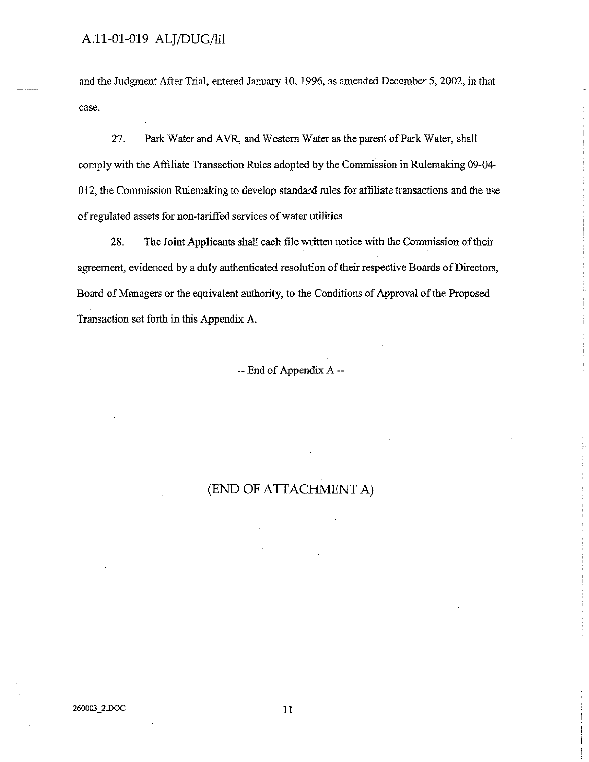and the Judgment After Trial, entered January 10, 1996, as amended December 5, 2002, in that case.

27. Park Water and AVR, and Western Water as the parent of Park Water, shall comply with the Affiliate Transaction Rules adopted by the Commission in Rulemaking 09-04-012, the Commission Rulemaking to develop standard rules for affiliate transactions and the use of regulated assets for non-tariffed services of water utilities

28. The Joint Applicants shall each file written notice with the Commission of their agreement, evidenced by a duly authenticated resolution of their respective Boards of Directors, Board of Managers or the equivalent authority, to the Conditions of Approval of the Proposed Transaction set forth in this Appendix A.

-- End of Appendix A --

(END OF ATTACHMENT A)